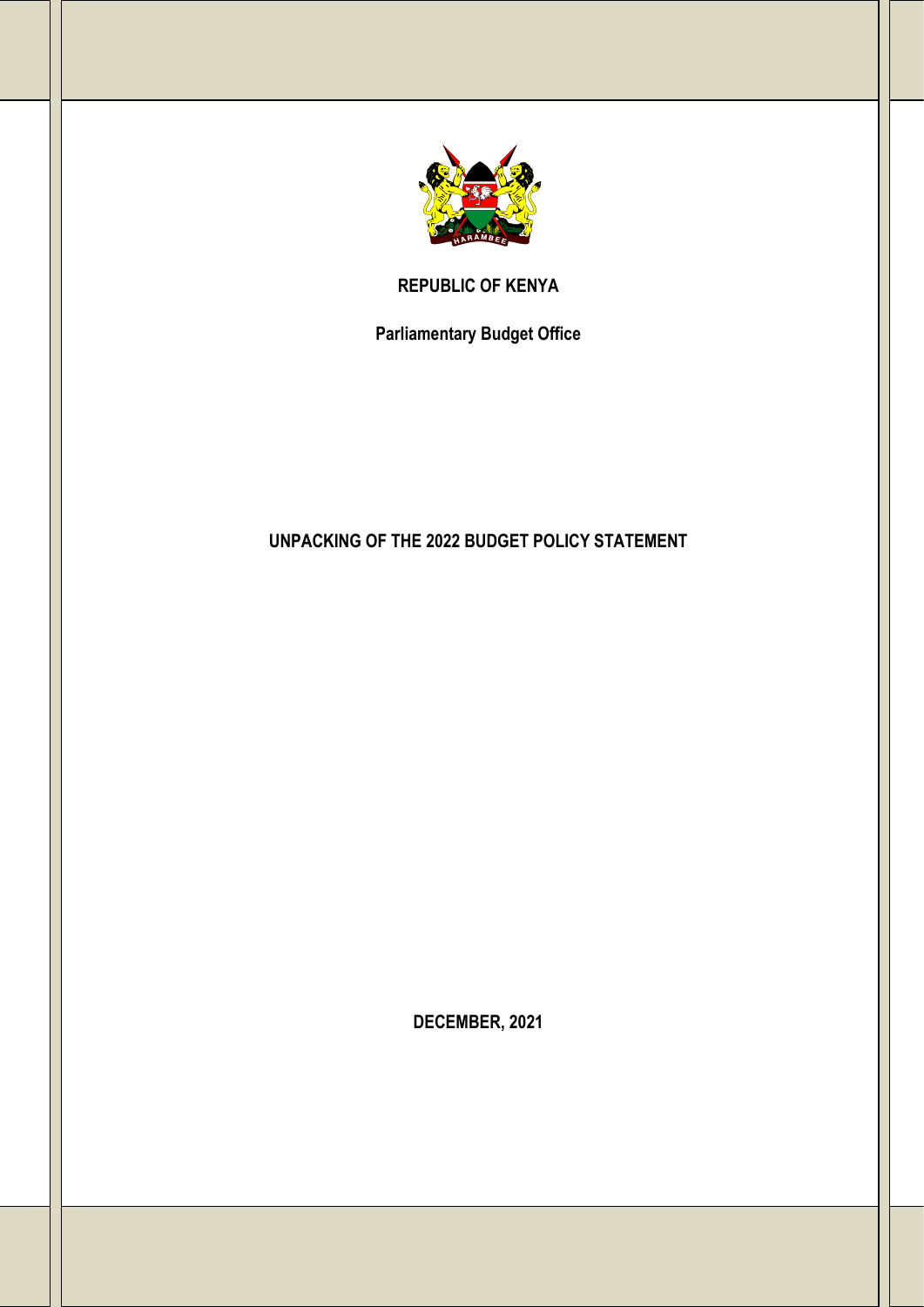**REPUBLIC OF KENYA**

**Parliamentary Budget Office**

# UNPACKING OF THE 2022 BUDGET POLICY STATEMENT

**DECEMBER, 2021**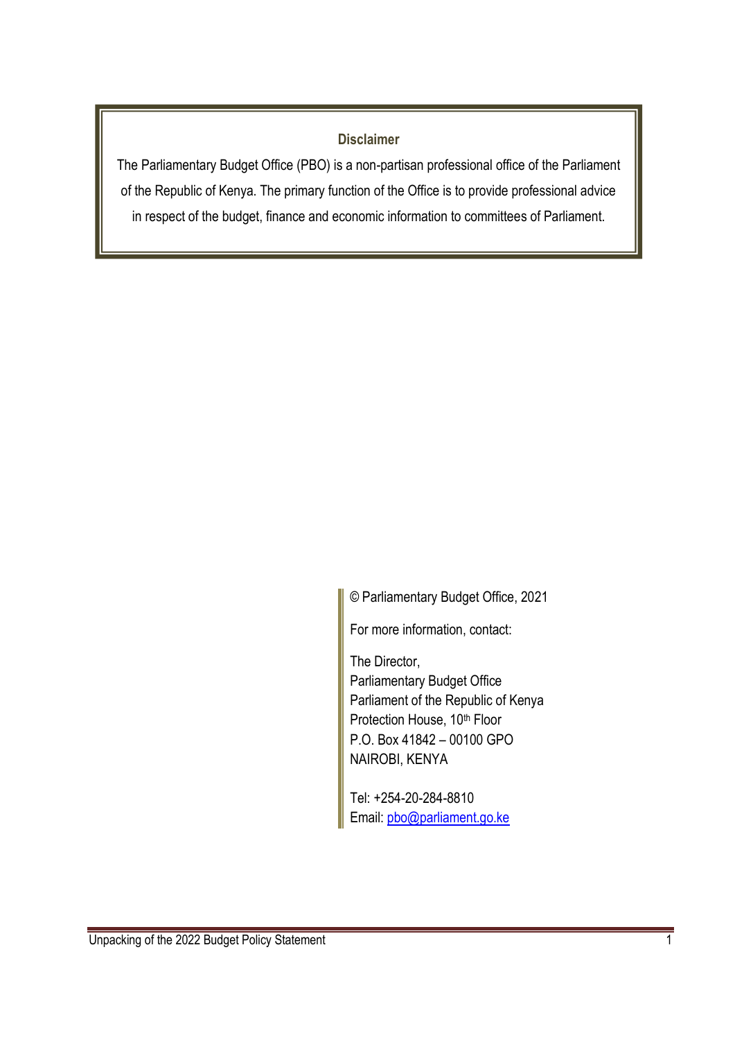**Disclaimer**

The Parliamentary Budget Office (PBO) is a non-partisan professional office of the Parliament of the Republic of Kenya. The primary function of the Office is to provide professional advice in respect of the budget, finance and economic information to committees of Parliament.

© Parliamentary Budget Office, 2021

For more information, contact:

The Director,
Parliamentary Budget Office
Parliament of the Republic of Kenya
Protection House, 10th Floor
P.O. Box 41842 – 00100 GPO
NAIROBI, KENYA

Tel: +254-20-284-8810
Email: pbo@parliament.go.ke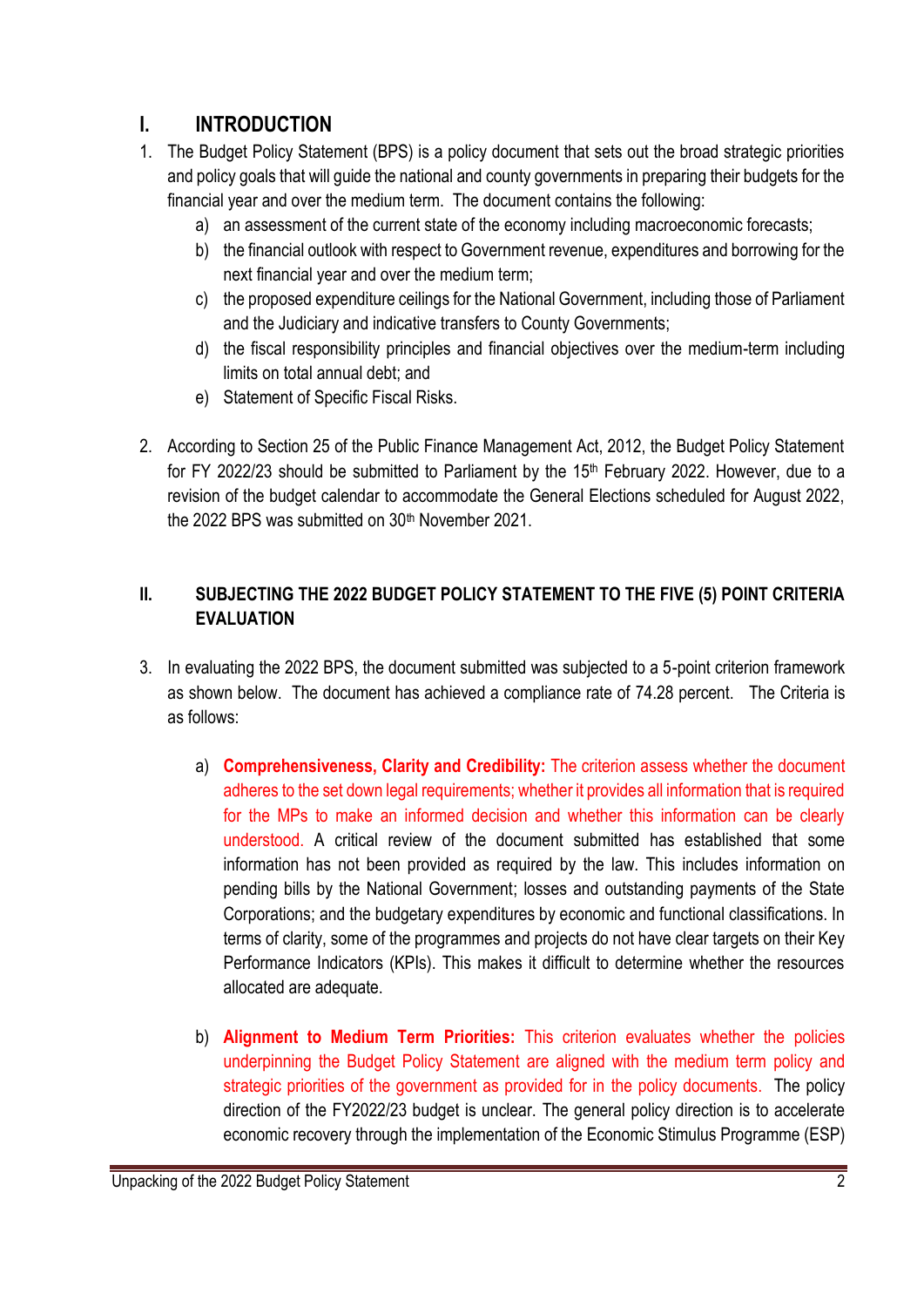## I. INTRODUCTION

1. The Budget Policy Statement (BPS) is a policy document that sets out the broad strategic priorities and policy goals that will guide the national and county governments in preparing their budgets for the financial year and over the medium term. The document contains the following:
    a) an assessment of the current state of the economy including macroeconomic forecasts;
    b) the financial outlook with respect to Government revenue, expenditures and borrowing for the next financial year and over the medium term;
    c) the proposed expenditure ceilings for the National Government, including those of Parliament and the Judiciary and indicative transfers to County Governments;
    d) the fiscal responsibility principles and financial objectives over the medium-term including limits on total annual debt; and
    e) Statement of Specific Fiscal Risks.

2. According to Section 25 of the Public Finance Management Act, 2012, the Budget Policy Statement for FY 2022/23 should be submitted to Parliament by the 15th February 2022. However, due to a revision of the budget calendar to accommodate the General Elections scheduled for August 2022, the 2022 BPS was submitted on 30th November 2021.

## II. SUBJECTING THE 2022 BUDGET POLICY STATEMENT TO THE FIVE (5) POINT CRITERIA EVALUATION

3. In evaluating the 2022 BPS, the document submitted was subjected to a 5-point criterion framework as shown below. The document has achieved a compliance rate of 74.28 percent. The Criteria is as follows:

    a) **Comprehensiveness, Clarity and Credibility:** The criterion assess whether the document adheres to the set down legal requirements; whether it provides all information that is required for the MPs to make an informed decision and whether this information can be clearly understood. A critical review of the document submitted has established that some information has not been provided as required by the law. This includes information on pending bills by the National Government; losses and outstanding payments of the State Corporations; and the budgetary expenditures by economic and functional classifications. In terms of clarity, some of the programmes and projects do not have clear targets on their Key Performance Indicators (KPIs). This makes it difficult to determine whether the resources allocated are adequate.

    b) **Alignment to Medium Term Priorities:** This criterion evaluates whether the policies underpinning the Budget Policy Statement are aligned with the medium term policy and strategic priorities of the government as provided for in the policy documents. The policy direction of the FY2022/23 budget is unclear. The general policy direction is to accelerate economic recovery through the implementation of the Economic Stimulus Programme (ESP)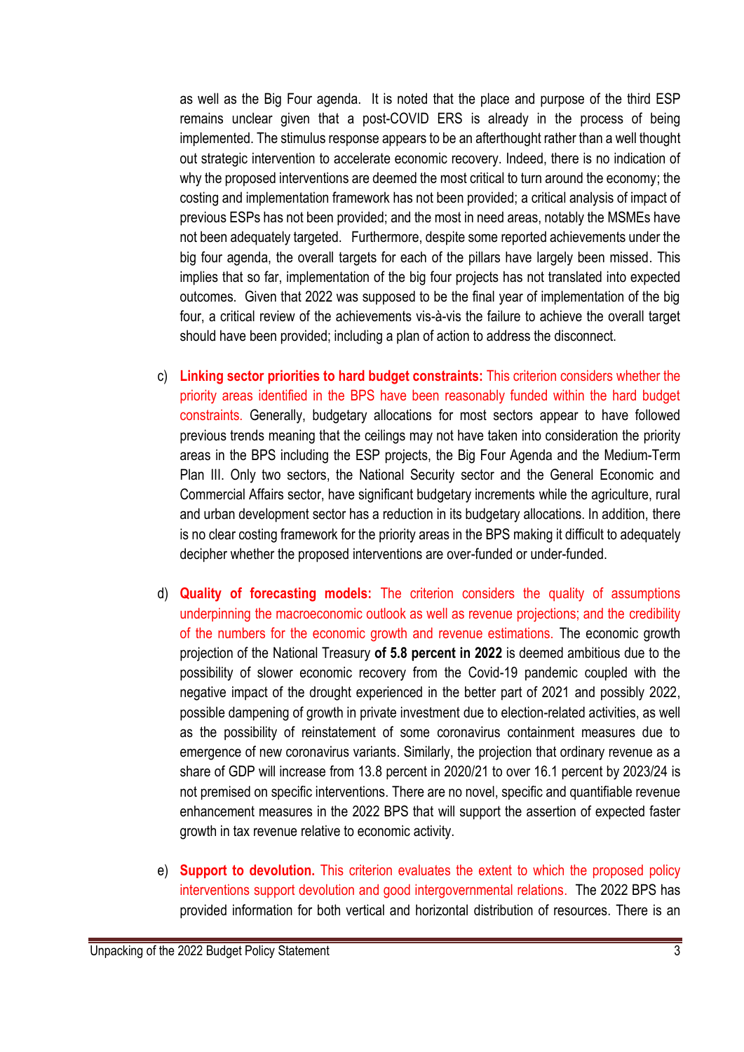as well as the Big Four agenda. It is noted that the place and purpose of the third ESP remains unclear given that a post-COVID ERS is already in the process of being implemented. The stimulus response appears to be an afterthought rather than a well thought out strategic intervention to accelerate economic recovery. Indeed, there is no indication of why the proposed interventions are deemed the most critical to turn around the economy; the costing and implementation framework has not been provided; a critical analysis of impact of previous ESPs has not been provided; and the most in need areas, notably the MSMEs have not been adequately targeted. Furthermore, despite some reported achievements under the big four agenda, the overall targets for each of the pillars have largely been missed. This implies that so far, implementation of the big four projects has not translated into expected outcomes. Given that 2022 was supposed to be the final year of implementation of the big four, a critical review of the achievements vis-à-vis the failure to achieve the overall target should have been provided; including a plan of action to address the disconnect.

c) **Linking sector priorities to hard budget constraints:** This criterion considers whether the priority areas identified in the BPS have been reasonably funded within the hard budget constraints. Generally, budgetary allocations for most sectors appear to have followed previous trends meaning that the ceilings may not have taken into consideration the priority areas in the BPS including the ESP projects, the Big Four Agenda and the Medium-Term Plan III. Only two sectors, the National Security sector and the General Economic and Commercial Affairs sector, have significant budgetary increments while the agriculture, rural and urban development sector has a reduction in its budgetary allocations. In addition, there is no clear costing framework for the priority areas in the BPS making it difficult to adequately decipher whether the proposed interventions are over-funded or under-funded.

d) **Quality of forecasting models:** The criterion considers the quality of assumptions underpinning the macroeconomic outlook as well as revenue projections; and the credibility of the numbers for the economic growth and revenue estimations. The economic growth projection of the National Treasury **of 5.8 percent in 2022** is deemed ambitious due to the possibility of slower economic recovery from the Covid-19 pandemic coupled with the negative impact of the drought experienced in the better part of 2021 and possibly 2022, possible dampening of growth in private investment due to election-related activities, as well as the possibility of reinstatement of some coronavirus containment measures due to emergence of new coronavirus variants. Similarly, the projection that ordinary revenue as a share of GDP will increase from 13.8 percent in 2020/21 to over 16.1 percent by 2023/24 is not premised on specific interventions. There are no novel, specific and quantifiable revenue enhancement measures in the 2022 BPS that will support the assertion of expected faster growth in tax revenue relative to economic activity.

e) **Support to devolution.** This criterion evaluates the extent to which the proposed policy interventions support devolution and good intergovernmental relations. The 2022 BPS has provided information for both vertical and horizontal distribution of resources. There is an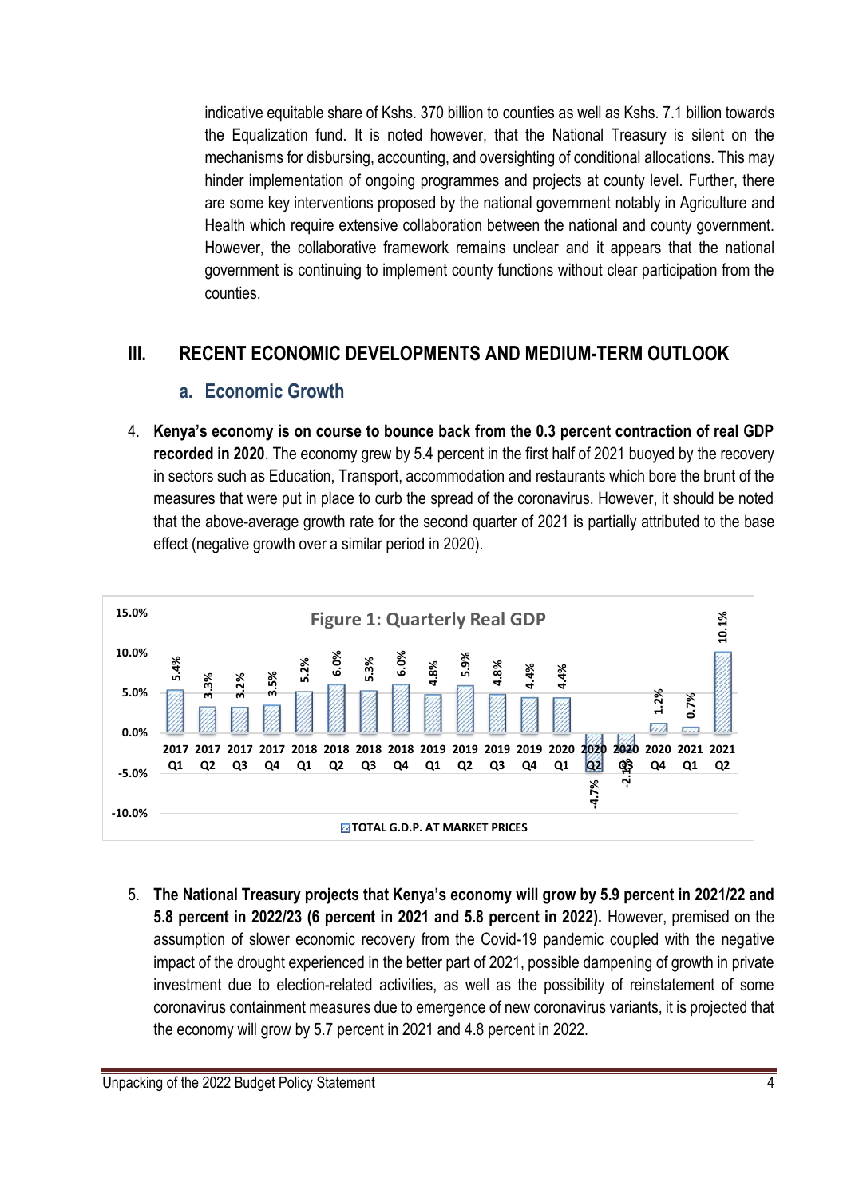indicative equitable share of Kshs. 370 billion to counties as well as Kshs. 7.1 billion towards the Equalization fund. It is noted however, that the National Treasury is silent on the mechanisms for disbursing, accounting, and oversighting of conditional allocations. This may hinder implementation of ongoing programmes and projects at county level. Further, there are some key interventions proposed by the national government notably in Agriculture and Health which require extensive collaboration between the national and county government. However, the collaborative framework remains unclear and it appears that the national government is continuing to implement county functions without clear participation from the counties.

# III. RECENT ECONOMIC DEVELOPMENTS AND MEDIUM-TERM OUTLOOK

## a. Economic Growth

4. **Kenya's economy is on course to bounce back from the 0.3 percent contraction of real GDP recorded in 2020**. The economy grew by 5.4 percent in the first half of 2021 buoyed by the recovery in sectors such as Education, Transport, accommodation and restaurants which bore the brunt of the measures that were put in place to curb the spread of the coronavirus. However, it should be noted that the above-average growth rate for the second quarter of 2021 is partially attributed to the base effect (negative growth over a similar period in 2020).

**Figure 1: Quarterly Real GDP**

| Quarter | TOTAL G.D.P. AT MARKET PRICES |
| --- | --- |
| 2017 Q1 | 5.4% |
| 2017 Q2 | 3.3% |
| 2017 Q3 | 3.2% |
| 2017 Q4 | 3.5% |
| 2018 Q1 | 5.2% |
| 2018 Q2 | 6.0% |
| 2018 Q3 | 5.3% |
| 2018 Q4 | 6.0% |
| 2019 Q1 | 4.8% |
| 2019 Q2 | 5.9% |
| 2019 Q3 | 4.8% |
| 2019 Q4 | 4.4% |
| 2020 Q1 | 4.4% |
| 2020 Q2 | -4.7% |
| 2020 Q3 | -2.1% |
| 2020 Q4 | 1.2% |
| 2021 Q1 | 0.7% |
| 2021 Q2 | 10.1% |

5. **The National Treasury projects that Kenya's economy will grow by 5.9 percent in 2021/22 and 5.8 percent in 2022/23 (6 percent in 2021 and 5.8 percent in 2022).** However, premised on the assumption of slower economic recovery from the Covid-19 pandemic coupled with the negative impact of the drought experienced in the better part of 2021, possible dampening of growth in private investment due to election-related activities, as well as the possibility of reinstatement of some coronavirus containment measures due to emergence of new coronavirus variants, it is projected that the economy will grow by 5.7 percent in 2021 and 4.8 percent in 2022.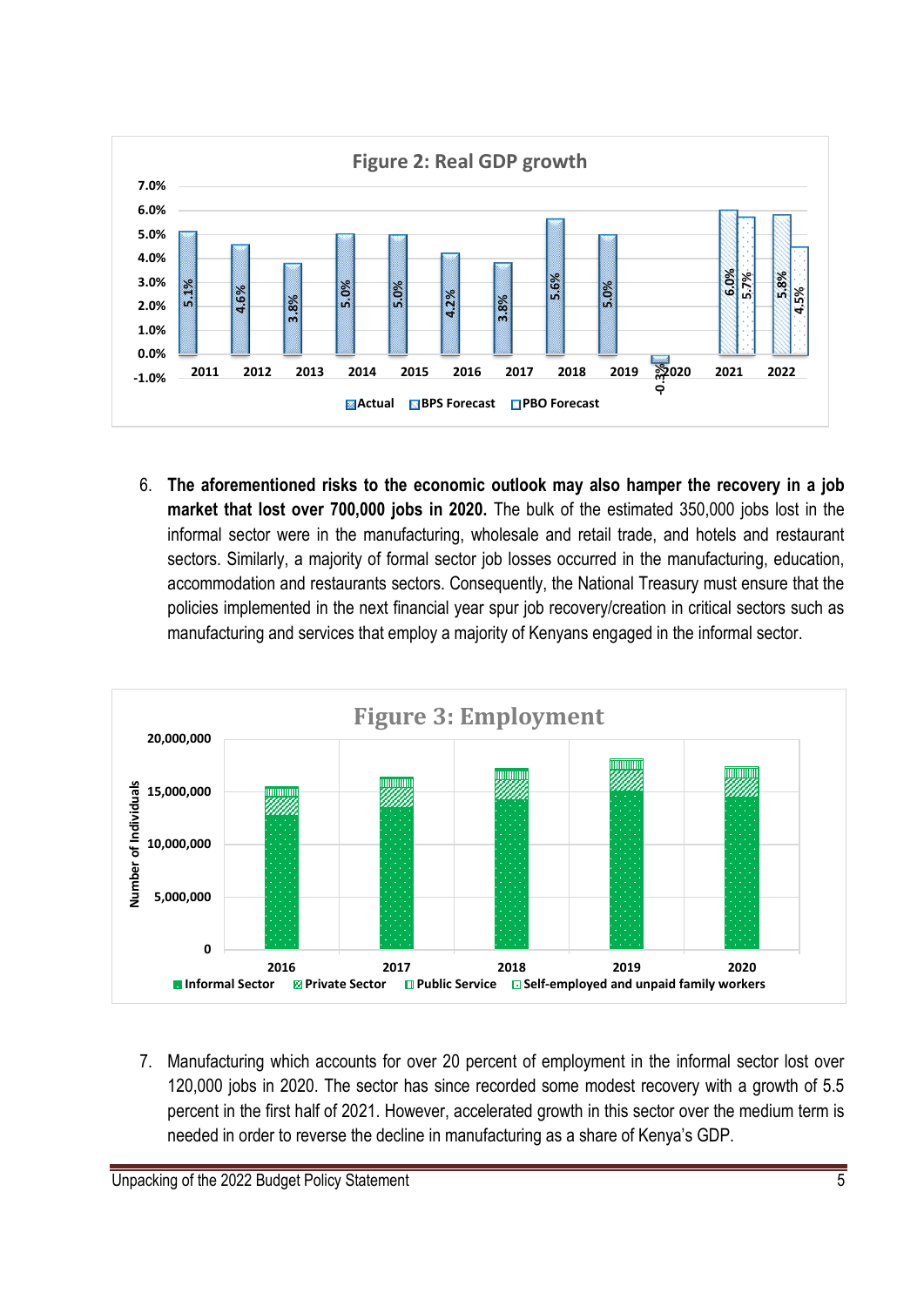**Figure 2: Real GDP growth**

**Figure 3: Employment**

6. **The aforementioned risks to the economic outlook may also hamper the recovery in a job market that lost over 700,000 jobs in 2020.** The bulk of the estimated 350,000 jobs lost in the informal sector were in the manufacturing, wholesale and retail trade, and hotels and restaurant sectors. Similarly, a majority of formal sector job losses occurred in the manufacturing, education, accommodation and restaurants sectors. Consequently, the National Treasury must ensure that the policies implemented in the next financial year spur job recovery/creation in critical sectors such as manufacturing and services that employ a majority of Kenyans engaged in the informal sector.

7. Manufacturing which accounts for over 20 percent of employment in the informal sector lost over 120,000 jobs in 2020. The sector has since recorded some modest recovery with a growth of 5.5 percent in the first half of 2021. However, accelerated growth in this sector over the medium term is needed in order to reverse the decline in manufacturing as a share of Kenya's GDP.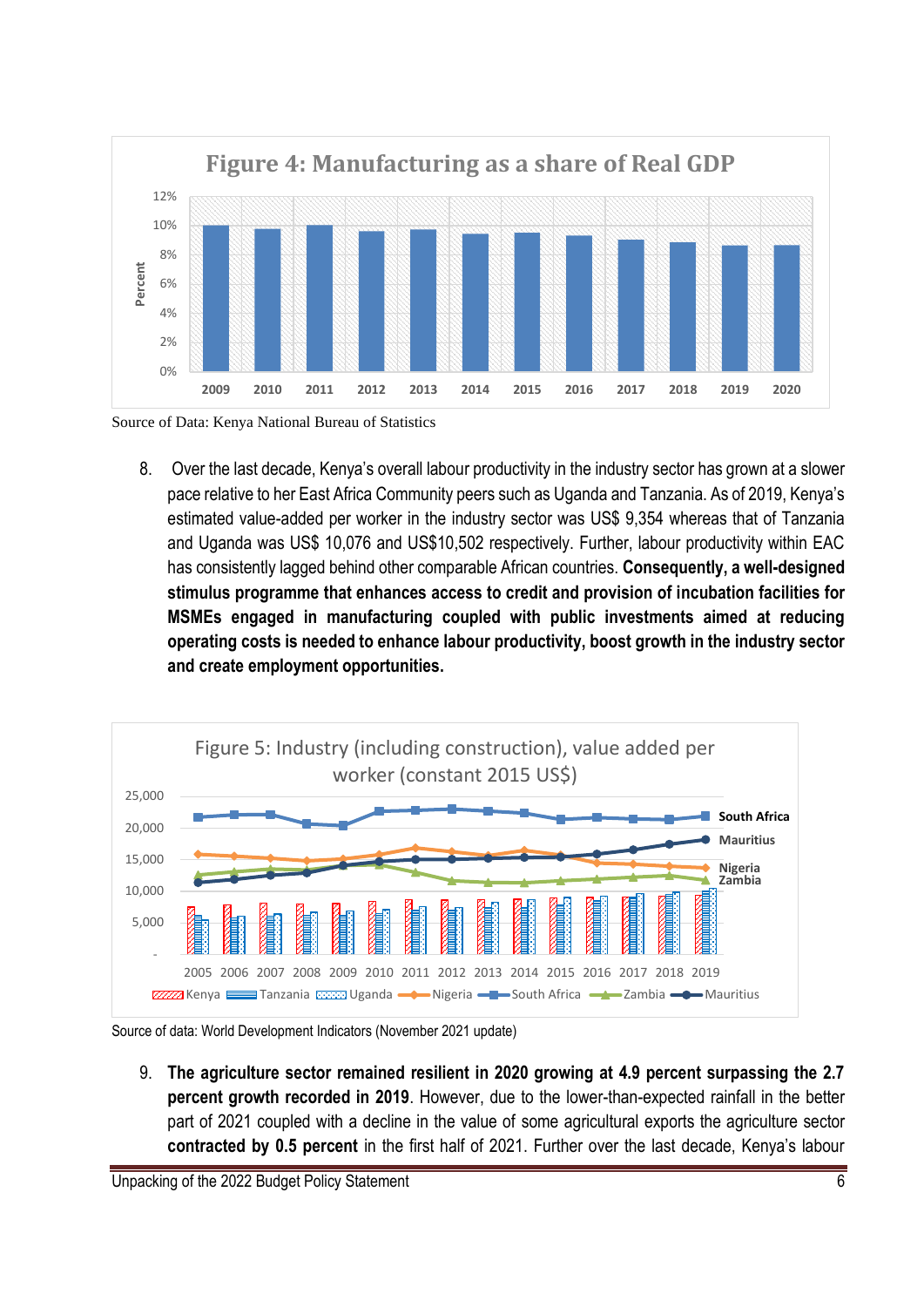**Figure 4: Manufacturing as a share of Real GDP**

Source of Data: Kenya National Bureau of Statistics

8. Over the last decade, Kenya's overall labour productivity in the industry sector has grown at a slower pace relative to her East Africa Community peers such as Uganda and Tanzania. As of 2019, Kenya's estimated value-added per worker in the industry sector was US$ 9,354 whereas that of Tanzania and Uganda was US$ 10,076 and US$10,502 respectively. Further, labour productivity within EAC has consistently lagged behind other comparable African countries. **Consequently, a well-designed stimulus programme that enhances access to credit and provision of incubation facilities for MSMEs engaged in manufacturing coupled with public investments aimed at reducing operating costs is needed to enhance labour productivity, boost growth in the industry sector and create employment opportunities.**

Figure 5: Industry (including construction), value added per worker (constant 2015 US$)

Source of data: World Development Indicators (November 2021 update)

9. **The agriculture sector remained resilient in 2020 growing at 4.9 percent surpassing the 2.7 percent growth recorded in 2019**. However, due to the lower-than-expected rainfall in the better part of 2021 coupled with a decline in the value of some agricultural exports the agriculture sector **contracted by 0.5 percent** in the first half of 2021. Further over the last decade, Kenya's labour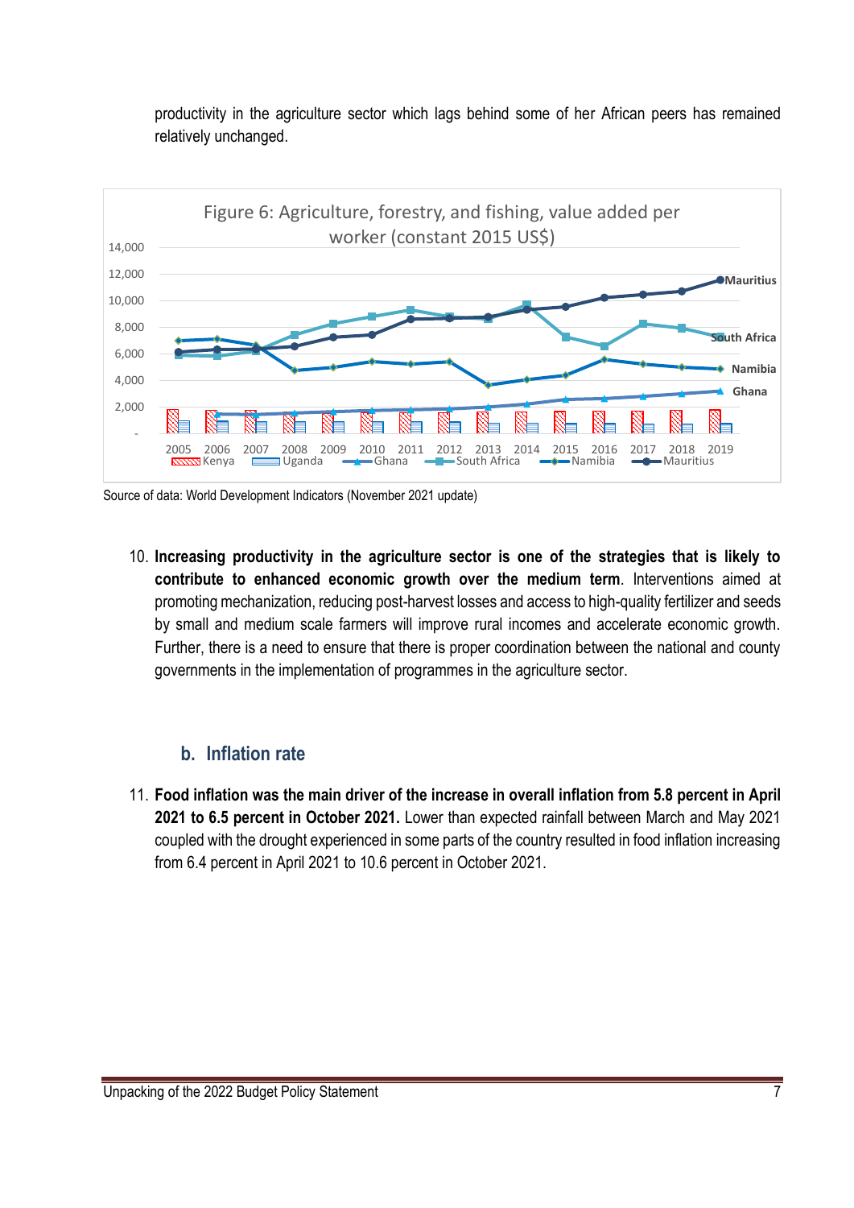productivity in the agriculture sector which lags behind some of her African peers has remained relatively unchanged.

Figure 6: Agriculture, forestry, and fishing, value added per worker (constant 2015 US$)

Source of data: World Development Indicators (November 2021 update)

10. **Increasing productivity in the agriculture sector is one of the strategies that is likely to contribute to enhanced economic growth over the medium term**. Interventions aimed at promoting mechanization, reducing post-harvest losses and access to high-quality fertilizer and seeds by small and medium scale farmers will improve rural incomes and accelerate economic growth. Further, there is a need to ensure that there is proper coordination between the national and county governments in the implementation of programmes in the agriculture sector.

### b. Inflation rate

11. **Food inflation was the main driver of the increase in overall inflation from 5.8 percent in April 2021 to 6.5 percent in October 2021.** Lower than expected rainfall between March and May 2021 coupled with the drought experienced in some parts of the country resulted in food inflation increasing from 6.4 percent in April 2021 to 10.6 percent in October 2021.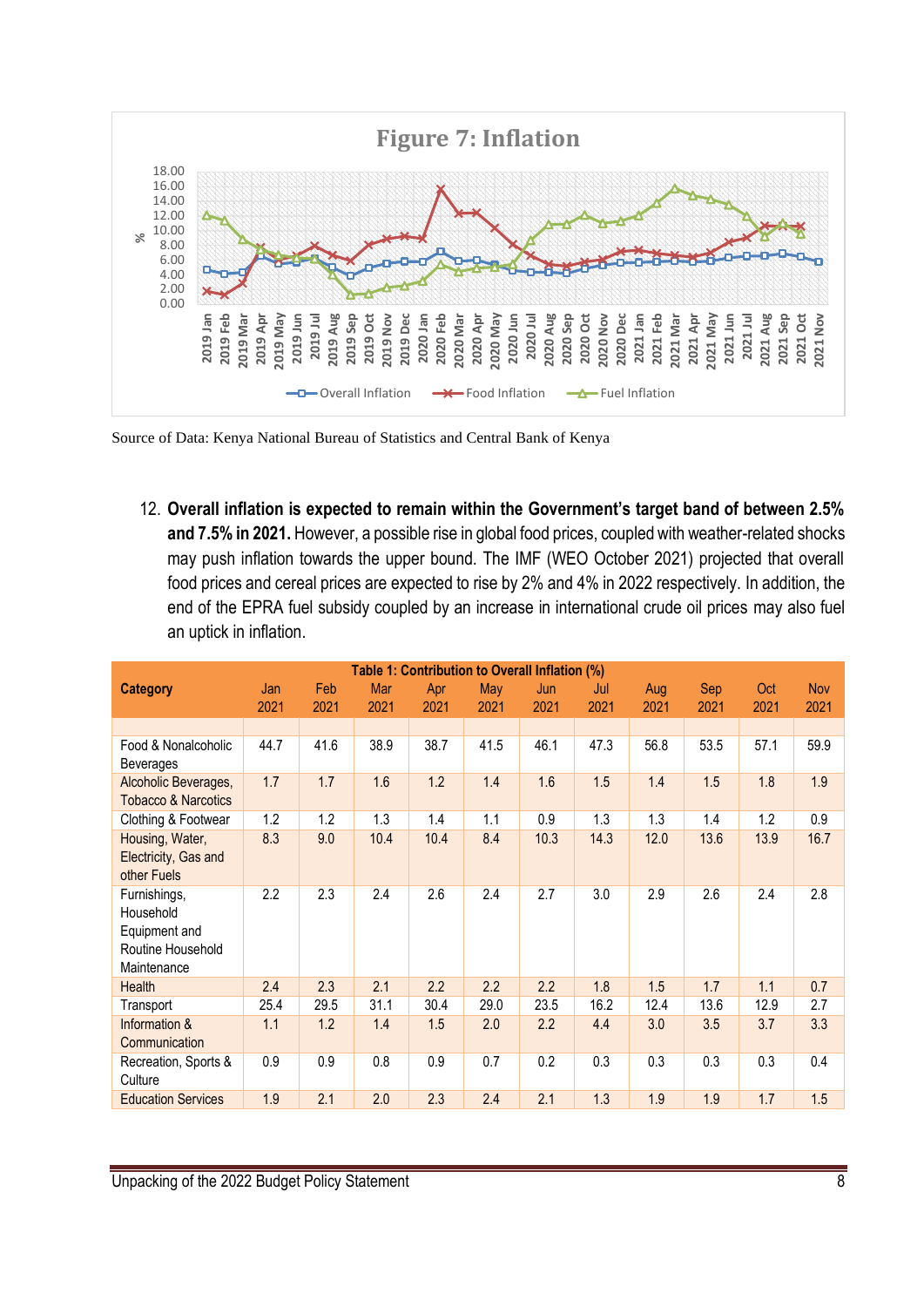**Figure 7: Inflation**

Source of Data: Kenya National Bureau of Statistics and Central Bank of Kenya

12. **Overall inflation is expected to remain within the Government's target band of between 2.5% and 7.5% in 2021.** However, a possible rise in global food prices, coupled with weather-related shocks may push inflation towards the upper bound. The IMF (WEO October 2021) projected that overall food prices and cereal prices are expected to rise by 2% and 4% in 2022 respectively. In addition, the end of the EPRA fuel subsidy coupled by an increase in international crude oil prices may also fuel an uptick in inflation.

**Table 1: Contribution to Overall Inflation (%)**

| Category | Jan 2021 | Feb 2021 | Mar 2021 | Apr 2021 | May 2021 | Jun 2021 | Jul 2021 | Aug 2021 | Sep 2021 | Oct 2021 | Nov 2021 |
|---|---|---|---|---|---|---|---|---|---|---|---|
| Food & Nonalcoholic Beverages | 44.7 | 41.6 | 38.9 | 38.7 | 41.5 | 46.1 | 47.3 | 56.8 | 53.5 | 57.1 | 59.9 |
| Alcoholic Beverages, Tobacco & Narcotics | 1.7 | 1.7 | 1.6 | 1.2 | 1.4 | 1.6 | 1.5 | 1.4 | 1.5 | 1.8 | 1.9 |
| Clothing & Footwear | 1.2 | 1.2 | 1.3 | 1.4 | 1.1 | 0.9 | 1.3 | 1.3 | 1.4 | 1.2 | 0.9 |
| Housing, Water, Electricity, Gas and other Fuels | 8.3 | 9.0 | 10.4 | 10.4 | 8.4 | 10.3 | 14.3 | 12.0 | 13.6 | 13.9 | 16.7 |
| Furnishings, Household Equipment and Routine Household Maintenance | 2.2 | 2.3 | 2.4 | 2.6 | 2.4 | 2.7 | 3.0 | 2.9 | 2.6 | 2.4 | 2.8 |
| Health | 2.4 | 2.3 | 2.1 | 2.2 | 2.2 | 2.2 | 1.8 | 1.5 | 1.7 | 1.1 | 0.7 |
| Transport | 25.4 | 29.5 | 31.1 | 30.4 | 29.0 | 23.5 | 16.2 | 12.4 | 13.6 | 12.9 | 2.7 |
| Information & Communication | 1.1 | 1.2 | 1.4 | 1.5 | 2.0 | 2.2 | 4.4 | 3.0 | 3.5 | 3.7 | 3.3 |
| Recreation, Sports & Culture | 0.9 | 0.9 | 0.8 | 0.9 | 0.7 | 0.2 | 0.3 | 0.3 | 0.3 | 0.3 | 0.4 |
| Education Services | 1.9 | 2.1 | 2.0 | 2.3 | 2.4 | 2.1 | 1.3 | 1.9 | 1.9 | 1.7 | 1.5 |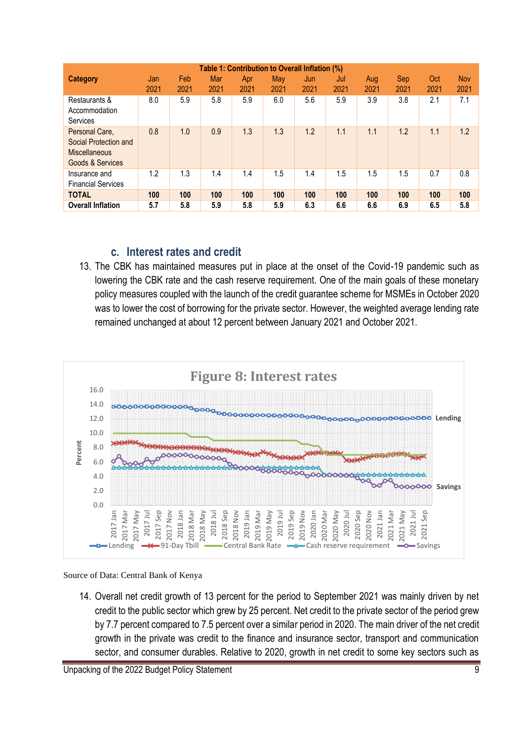| Table 1: Contribution to Overall Inflation (%) | | | | | | | | | | | |
|---|---|---|---|---|---|---|---|---|---|---|---|
| Category | Jan 2021 | Feb 2021 | Mar 2021 | Apr 2021 | May 2021 | Jun 2021 | Jul 2021 | Aug 2021 | Sep 2021 | Oct 2021 | Nov 2021 |
| Restaurants & Accommodation Services | 8.0 | 5.9 | 5.8 | 5.9 | 6.0 | 5.6 | 5.9 | 3.9 | 3.8 | 2.1 | 7.1 |
| Personal Care, Social Protection and Miscellaneous Goods & Services | 0.8 | 1.0 | 0.9 | 1.3 | 1.3 | 1.2 | 1.1 | 1.1 | 1.2 | 1.1 | 1.2 |
| Insurance and Financial Services | 1.2 | 1.3 | 1.4 | 1.4 | 1.5 | 1.4 | 1.5 | 1.5 | 1.5 | 0.7 | 0.8 |
| **TOTAL** | **100** | **100** | **100** | **100** | **100** | **100** | **100** | **100** | **100** | **100** | **100** |
| **Overall Inflation** | **5.7** | **5.8** | **5.9** | **5.8** | **5.9** | **6.3** | **6.6** | **6.6** | **6.9** | **6.5** | **5.8** |

### c. Interest rates and credit

13. The CBK has maintained measures put in place at the onset of the Covid-19 pandemic such as lowering the CBK rate and the cash reserve requirement. One of the main goals of these monetary policy measures coupled with the launch of the credit guarantee scheme for MSMEs in October 2020 was to lower the cost of borrowing for the private sector. However, the weighted average lending rate remained unchanged at about 12 percent between January 2021 and October 2021.

**Figure 8: Interest rates**

Source of Data: Central Bank of Kenya

14. Overall net credit growth of 13 percent for the period to September 2021 was mainly driven by net credit to the public sector which grew by 25 percent. Net credit to the private sector of the period grew by 7.7 percent compared to 7.5 percent over a similar period in 2020. The main driver of the net credit growth in the private was credit to the finance and insurance sector, transport and communication sector, and consumer durables. Relative to 2020, growth in net credit to some key sectors such as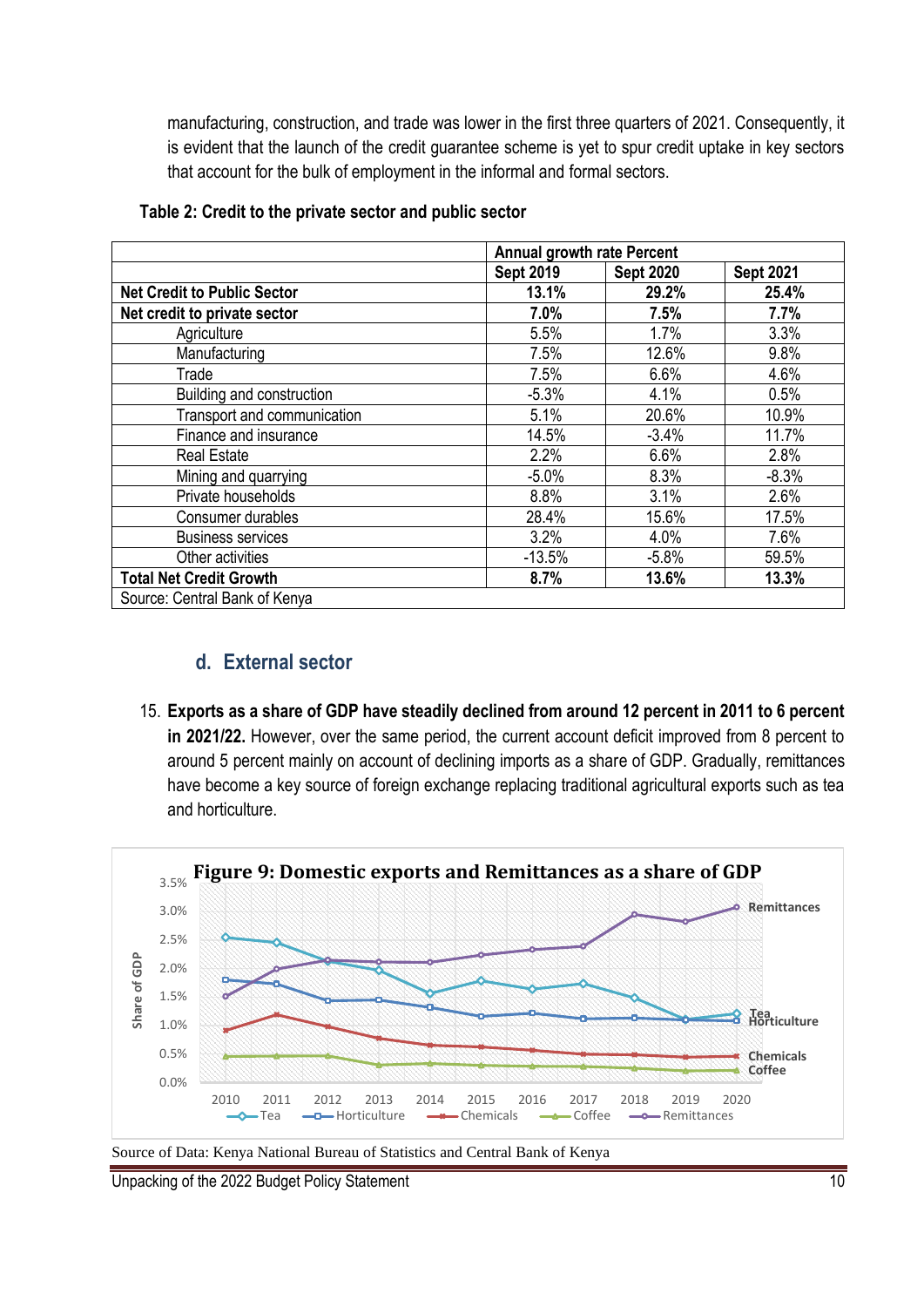manufacturing, construction, and trade was lower in the first three quarters of 2021. Consequently, it is evident that the launch of the credit guarantee scheme is yet to spur credit uptake in key sectors that account for the bulk of employment in the informal and formal sectors.

**Table 2: Credit to the private sector and public sector**

| | Annual growth rate Percent | | |
|---|---|---|---|
| | **Sept 2019** | **Sept 2020** | **Sept 2021** |
| **Net Credit to Public Sector** | **13.1%** | **29.2%** | **25.4%** |
| **Net credit to private sector** | **7.0%** | **7.5%** | **7.7%** |
| Agriculture | 5.5% | 1.7% | 3.3% |
| Manufacturing | 7.5% | 12.6% | 9.8% |
| Trade | 7.5% | 6.6% | 4.6% |
| Building and construction | -5.3% | 4.1% | 0.5% |
| Transport and communication | 5.1% | 20.6% | 10.9% |
| Finance and insurance | 14.5% | -3.4% | 11.7% |
| Real Estate | 2.2% | 6.6% | 2.8% |
| Mining and quarrying | -5.0% | 8.3% | -8.3% |
| Private households | 8.8% | 3.1% | 2.6% |
| Consumer durables | 28.4% | 15.6% | 17.5% |
| Business services | 3.2% | 4.0% | 7.6% |
| Other activities | -13.5% | -5.8% | 59.5% |
| **Total Net Credit Growth** | **8.7%** | **13.6%** | **13.3%** |

Source: Central Bank of Kenya

## d. External sector

15. **Exports as a share of GDP have steadily declined from around 12 percent in 2011 to 6 percent in 2021/22.** However, over the same period, the current account deficit improved from 8 percent to around 5 percent mainly on account of declining imports as a share of GDP. Gradually, remittances have become a key source of foreign exchange replacing traditional agricultural exports such as tea and horticulture.

**Figure 9: Domestic exports and Remittances as a share of GDP**

Source of Data: Kenya National Bureau of Statistics and Central Bank of Kenya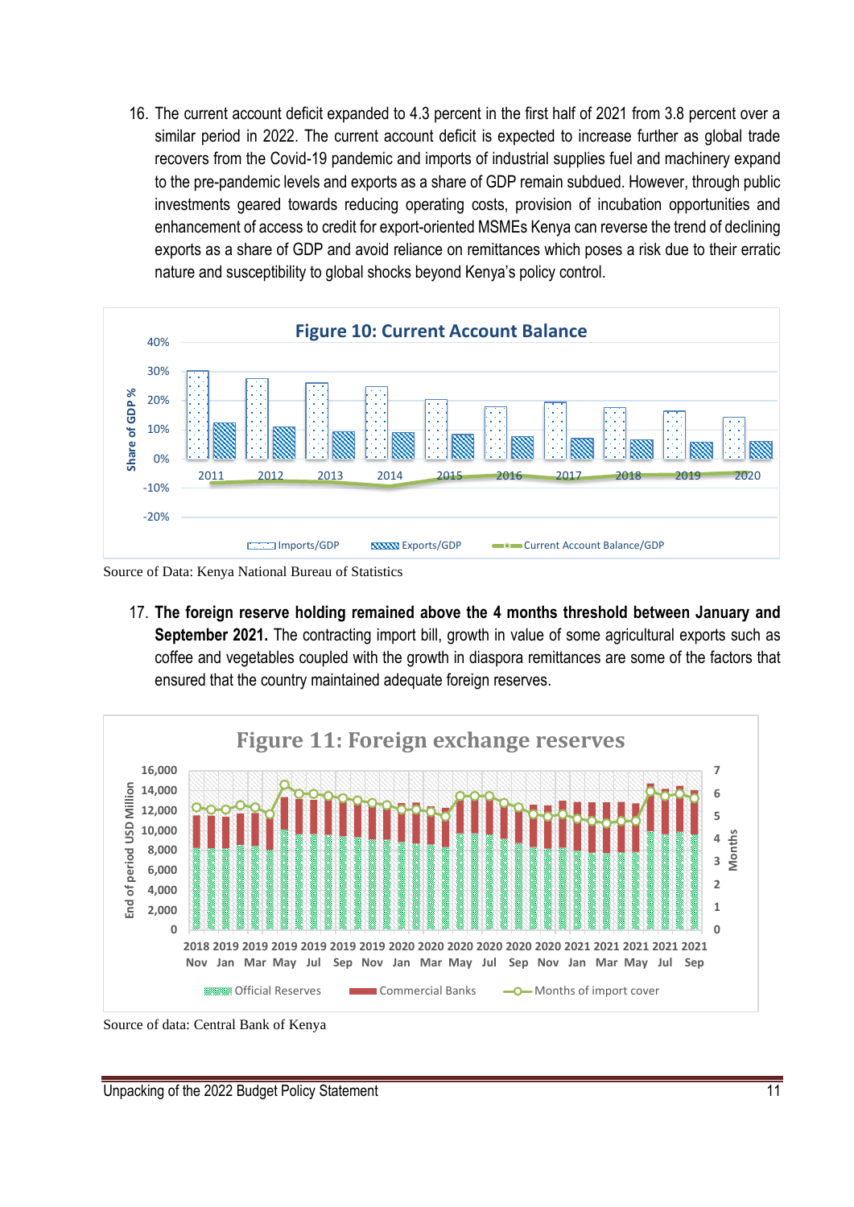16. The current account deficit expanded to 4.3 percent in the first half of 2021 from 3.8 percent over a similar period in 2022. The current account deficit is expected to increase further as global trade recovers from the Covid-19 pandemic and imports of industrial supplies fuel and machinery expand to the pre-pandemic levels and exports as a share of GDP remain subdued. However, through public investments geared towards reducing operating costs, provision of incubation opportunities and enhancement of access to credit for export-oriented MSMEs Kenya can reverse the trend of declining exports as a share of GDP and avoid reliance on remittances which poses a risk due to their erratic nature and susceptibility to global shocks beyond Kenya's policy control.

**Figure 10: Current Account Balance**

Source of Data: Kenya National Bureau of Statistics

17. **The foreign reserve holding remained above the 4 months threshold between January and September 2021.** The contracting import bill, growth in value of some agricultural exports such as coffee and vegetables coupled with the growth in diaspora remittances are some of the factors that ensured that the country maintained adequate foreign reserves.

**Figure 11: Foreign exchange reserves**

Source of data: Central Bank of Kenya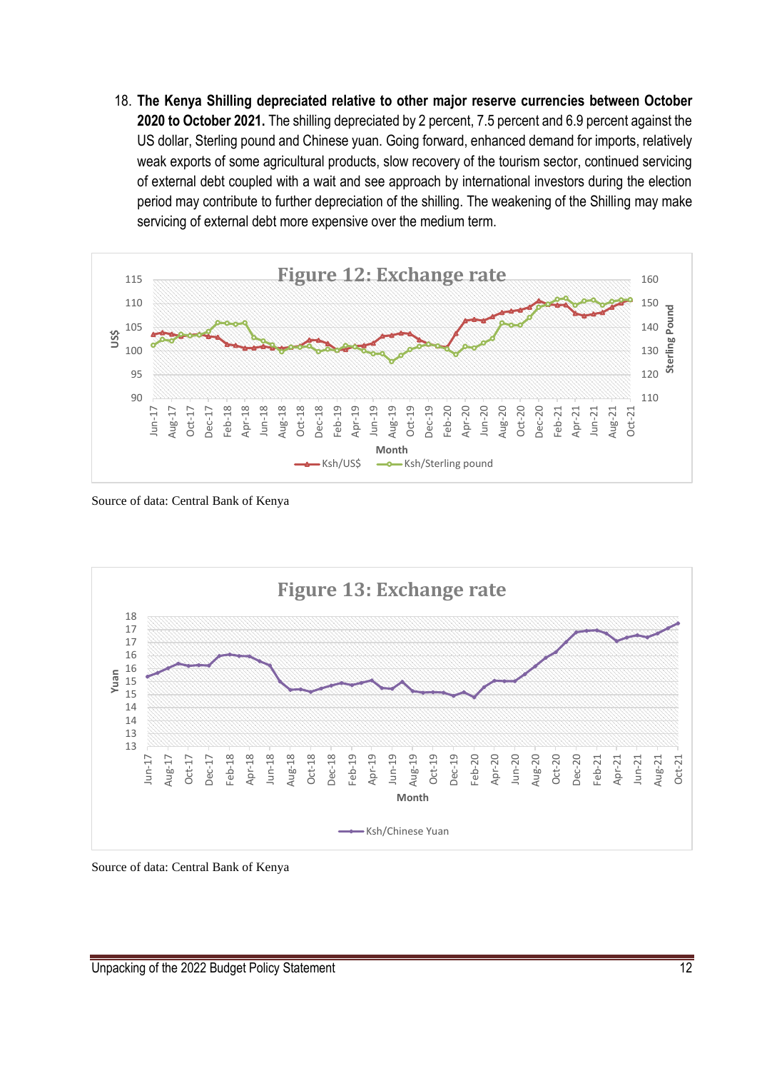18. **The Kenya Shilling depreciated relative to other major reserve currencies between October 2020 to October 2021.** The shilling depreciated by 2 percent, 7.5 percent and 6.9 percent against the US dollar, Sterling pound and Chinese yuan. Going forward, enhanced demand for imports, relatively weak exports of some agricultural products, slow recovery of the tourism sector, continued servicing of external debt coupled with a wait and see approach by international investors during the election period may contribute to further depreciation of the shilling. The weakening of the Shilling may make servicing of external debt more expensive over the medium term.

**Figure 12: Exchange rate**

Source of data: Central Bank of Kenya

**Figure 13: Exchange rate**

Source of data: Central Bank of Kenya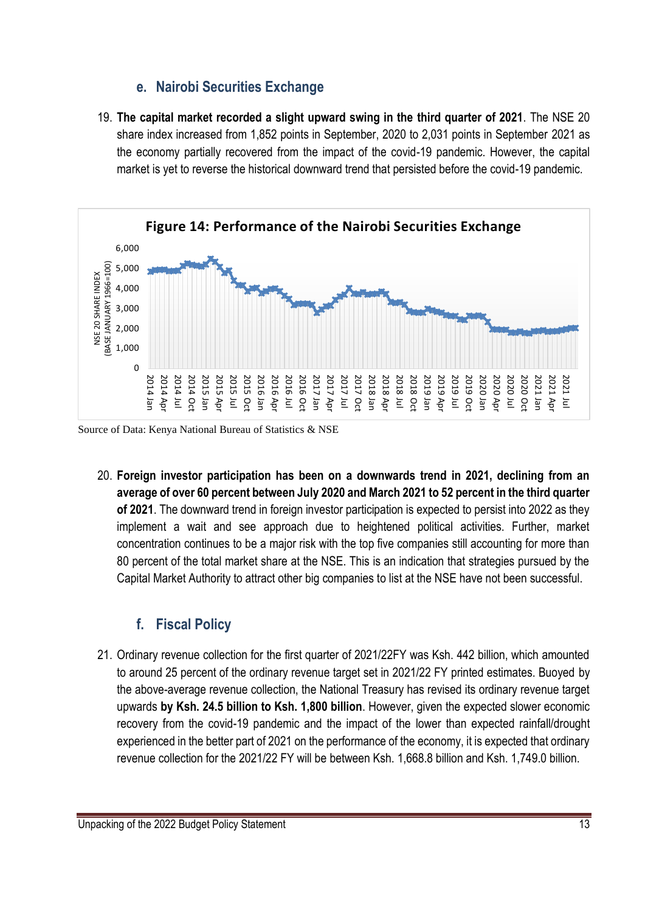## e. Nairobi Securities Exchange

19. **The capital market recorded a slight upward swing in the third quarter of 2021**. The NSE 20 share index increased from 1,852 points in September, 2020 to 2,031 points in September 2021 as the economy partially recovered from the impact of the covid-19 pandemic. However, the capital market is yet to reverse the historical downward trend that persisted before the covid-19 pandemic.

**Figure 14: Performance of the Nairobi Securities Exchange**

Source of Data: Kenya National Bureau of Statistics & NSE

20. **Foreign investor participation has been on a downwards trend in 2021, declining from an average of over 60 percent between July 2020 and March 2021 to 52 percent in the third quarter of 2021**. The downward trend in foreign investor participation is expected to persist into 2022 as they implement a wait and see approach due to heightened political activities. Further, market concentration continues to be a major risk with the top five companies still accounting for more than 80 percent of the total market share at the NSE. This is an indication that strategies pursued by the Capital Market Authority to attract other big companies to list at the NSE have not been successful.

## f. Fiscal Policy

21. Ordinary revenue collection for the first quarter of 2021/22FY was Ksh. 442 billion, which amounted to around 25 percent of the ordinary revenue target set in 2021/22 FY printed estimates. Buoyed by the above-average revenue collection, the National Treasury has revised its ordinary revenue target upwards **by Ksh. 24.5 billion to Ksh. 1,800 billion**. However, given the expected slower economic recovery from the covid-19 pandemic and the impact of the lower than expected rainfall/drought experienced in the better part of 2021 on the performance of the economy, it is expected that ordinary revenue collection for the 2021/22 FY will be between Ksh. 1,668.8 billion and Ksh. 1,749.0 billion.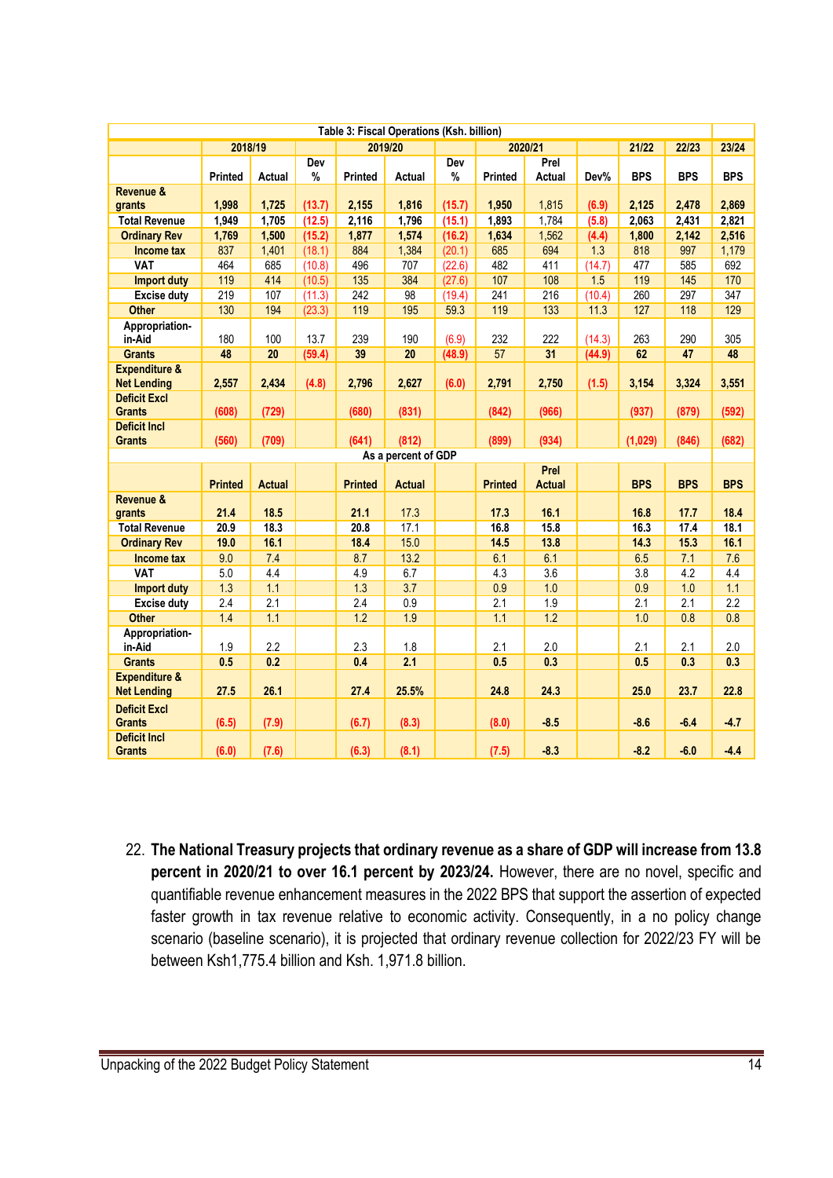| Table 3: Fiscal Operations (Ksh. billion) | | | | | | | | | | | | |
|---|---|---|---|---|---|---|---|---|---|---|---|---|
| | 2018/19 | | | 2019/20 | | | 2020/21 | | | 21/22 | 22/23 | 23/24 |
| | Printed | Actual | Dev % | Printed | Actual | Dev % | Printed | Prel Actual | Dev% | BPS | BPS | BPS |
| **Revenue & grants** | **1,998** | **1,725** | **(13.7)** | **2,155** | **1,816** | **(15.7)** | **1,950** | 1,815 | **(6.9)** | **2,125** | **2,478** | **2,869** |
| **Total Revenue** | **1,949** | **1,705** | **(12.5)** | **2,116** | **1,796** | **(15.1)** | **1,893** | 1,784 | **(5.8)** | **2,063** | **2,431** | **2,821** |
| **Ordinary Rev** | **1,769** | **1,500** | **(15.2)** | **1,877** | **1,574** | **(16.2)** | **1,634** | 1,562 | **(4.4)** | **1,800** | **2,142** | **2,516** |
| **Income tax** | 837 | 1,401 | (18.1) | 884 | 1,384 | (20.1) | 685 | 694 | 1.3 | 818 | 997 | 1,179 |
| **VAT** | 464 | 685 | (10.8) | 496 | 707 | (22.6) | 482 | 411 | (14.7) | 477 | 585 | 692 |
| **Import duty** | 119 | 414 | (10.5) | 135 | 384 | (27.6) | 107 | 108 | 1.5 | 119 | 145 | 170 |
| **Excise duty** | 219 | 107 | (11.3) | 242 | 98 | (19.4) | 241 | 216 | (10.4) | 260 | 297 | 347 |
| **Other** | 130 | 194 | (23.3) | 119 | 195 | 59.3 | 119 | 133 | 11.3 | 127 | 118 | 129 |
| **Appropriation-in-Aid** | 180 | 100 | 13.7 | 239 | 190 | (6.9) | 232 | 222 | (14.3) | 263 | 290 | 305 |
| **Grants** | **48** | **20** | **(59.4)** | **39** | **20** | **(48.9)** | 57 | **31** | **(44.9)** | **62** | **47** | **48** |
| **Expenditure & Net Lending** | **2,557** | **2,434** | **(4.8)** | **2,796** | **2,627** | **(6.0)** | **2,791** | **2,750** | **(1.5)** | **3,154** | **3,324** | **3,551** |
| **Deficit Excl Grants** | **(608)** | **(729)** | | **(680)** | **(831)** | | **(842)** | **(966)** | | **(937)** | **(879)** | **(592)** |
| **Deficit Incl Grants** | **(560)** | **(709)** | | **(641)** | **(812)** | | **(899)** | **(934)** | | **(1,029)** | **(846)** | **(682)** |
| **As a percent of GDP** | | | | | | | | | | | | |
| | Printed | Actual | | Printed | Actual | | Printed | Prel Actual | | BPS | BPS | BPS |
| **Revenue & grants** | **21.4** | **18.5** | | **21.1** | 17.3 | | **17.3** | **16.1** | | **16.8** | **17.7** | **18.4** |
| **Total Revenue** | **20.9** | **18.3** | | **20.8** | 17.1 | | **16.8** | **15.8** | | **16.3** | **17.4** | **18.1** |
| **Ordinary Rev** | **19.0** | **16.1** | | **18.4** | 15.0 | | **14.5** | **13.8** | | **14.3** | **15.3** | **16.1** |
| **Income tax** | 9.0 | 7.4 | | 8.7 | 13.2 | | 6.1 | 6.1 | | 6.5 | 7.1 | 7.6 |
| **VAT** | 5.0 | 4.4 | | 4.9 | 6.7 | | 4.3 | 3.6 | | 3.8 | 4.2 | 4.4 |
| **Import duty** | 1.3 | 1.1 | | 1.3 | 3.7 | | 0.9 | 1.0 | | 0.9 | 1.0 | 1.1 |
| **Excise duty** | 2.4 | 2.1 | | 2.4 | 0.9 | | 2.1 | 1.9 | | 2.1 | 2.1 | 2.2 |
| **Other** | 1.4 | 1.1 | | 1.2 | 1.9 | | 1.1 | 1.2 | | 1.0 | 0.8 | 0.8 |
| **Appropriation-in-Aid** | 1.9 | 2.2 | | 2.3 | 1.8 | | 2.1 | 2.0 | | 2.1 | 2.1 | 2.0 |
| **Grants** | **0.5** | **0.2** | | **0.4** | **2.1** | | **0.5** | **0.3** | | **0.5** | **0.3** | **0.3** |
| **Expenditure & Net Lending** | **27.5** | **26.1** | | **27.4** | **25.5%** | | **24.8** | **24.3** | | **25.0** | **23.7** | **22.8** |
| **Deficit Excl Grants** | **(6.5)** | **(7.9)** | | **(6.7)** | **(8.3)** | | **(8.0)** | **-8.5** | | **-8.6** | **-6.4** | **-4.7** |
| **Deficit Incl Grants** | **(6.0)** | **(7.6)** | | **(6.3)** | **(8.1)** | | **(7.5)** | **-8.3** | | **-8.2** | **-6.0** | **-4.4** |

22. **The National Treasury projects that ordinary revenue as a share of GDP will increase from 13.8 percent in 2020/21 to over 16.1 percent by 2023/24.** However, there are no novel, specific and quantifiable revenue enhancement measures in the 2022 BPS that support the assertion of expected faster growth in tax revenue relative to economic activity. Consequently, in a no policy change scenario (baseline scenario), it is projected that ordinary revenue collection for 2022/23 FY will be between Ksh1,775.4 billion and Ksh. 1,971.8 billion.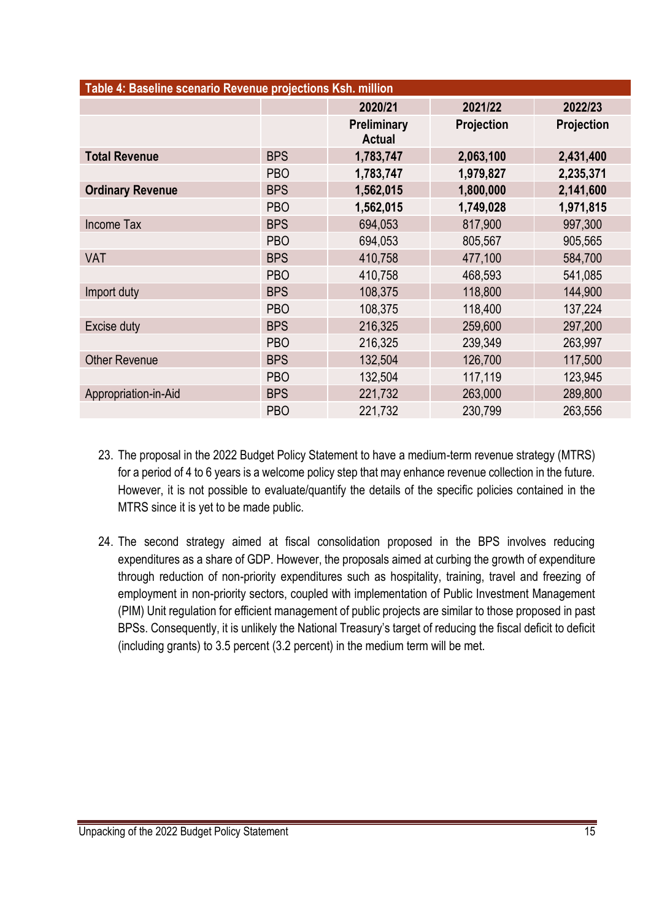**Table 4: Baseline scenario Revenue projections Ksh. million**

| | | 2020/21 | 2021/22 | 2022/23 |
|---|---|---|---|---|
| | | **Preliminary Actual** | **Projection** | **Projection** |
| **Total Revenue** | BPS | **1,783,747** | **2,063,100** | **2,431,400** |
| | PBO | **1,783,747** | **1,979,827** | **2,235,371** |
| **Ordinary Revenue** | BPS | **1,562,015** | **1,800,000** | **2,141,600** |
| | PBO | **1,562,015** | **1,749,028** | **1,971,815** |
| Income Tax | BPS | 694,053 | 817,900 | 997,300 |
| | PBO | 694,053 | 805,567 | 905,565 |
| VAT | BPS | 410,758 | 477,100 | 584,700 |
| | PBO | 410,758 | 468,593 | 541,085 |
| Import duty | BPS | 108,375 | 118,800 | 144,900 |
| | PBO | 108,375 | 118,400 | 137,224 |
| Excise duty | BPS | 216,325 | 259,600 | 297,200 |
| | PBO | 216,325 | 239,349 | 263,997 |
| Other Revenue | BPS | 132,504 | 126,700 | 117,500 |
| | PBO | 132,504 | 117,119 | 123,945 |
| Appropriation-in-Aid | BPS | 221,732 | 263,000 | 289,800 |
| | PBO | 221,732 | 230,799 | 263,556 |

23. The proposal in the 2022 Budget Policy Statement to have a medium-term revenue strategy (MTRS) for a period of 4 to 6 years is a welcome policy step that may enhance revenue collection in the future. However, it is not possible to evaluate/quantify the details of the specific policies contained in the MTRS since it is yet to be made public.

24. The second strategy aimed at fiscal consolidation proposed in the BPS involves reducing expenditures as a share of GDP. However, the proposals aimed at curbing the growth of expenditure through reduction of non-priority expenditures such as hospitality, training, travel and freezing of employment in non-priority sectors, coupled with implementation of Public Investment Management (PIM) Unit regulation for efficient management of public projects are similar to those proposed in past BPSs. Consequently, it is unlikely the National Treasury's target of reducing the fiscal deficit to deficit (including grants) to 3.5 percent (3.2 percent) in the medium term will be met.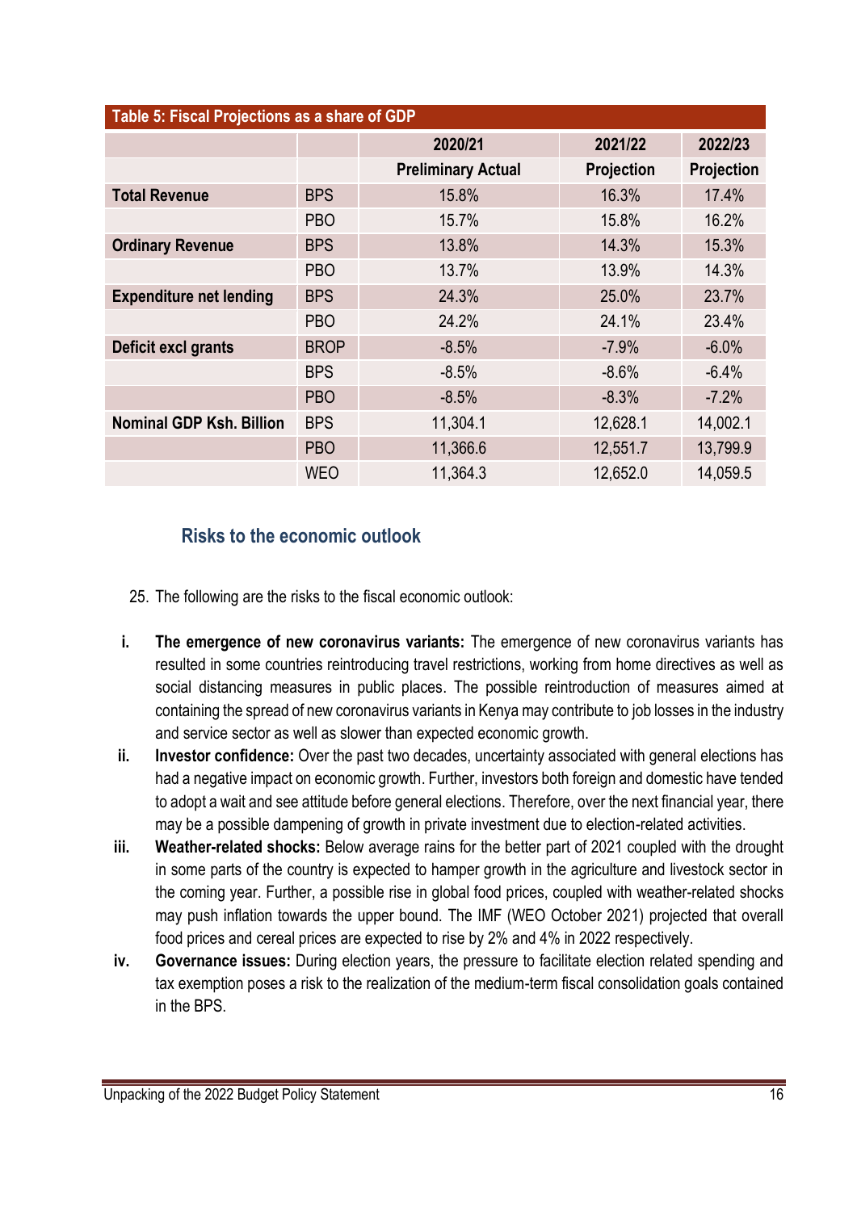| Table 5: Fiscal Projections as a share of GDP | | | | |
|---|---|---|---|---|
| | | 2020/21 | 2021/22 | 2022/23 |
| | | Preliminary Actual | Projection | Projection |
| **Total Revenue** | BPS | 15.8% | 16.3% | 17.4% |
| | PBO | 15.7% | 15.8% | 16.2% |
| **Ordinary Revenue** | BPS | 13.8% | 14.3% | 15.3% |
| | PBO | 13.7% | 13.9% | 14.3% |
| **Expenditure net lending** | BPS | 24.3% | 25.0% | 23.7% |
| | PBO | 24.2% | 24.1% | 23.4% |
| **Deficit excl grants** | BROP | -8.5% | -7.9% | -6.0% |
| | BPS | -8.5% | -8.6% | -6.4% |
| | PBO | -8.5% | -8.3% | -7.2% |
| **Nominal GDP Ksh. Billion** | BPS | 11,304.1 | 12,628.1 | 14,002.1 |
| | PBO | 11,366.6 | 12,551.7 | 13,799.9 |
| | WEO | 11,364.3 | 12,652.0 | 14,059.5 |

## Risks to the economic outlook

25. The following are the risks to the fiscal economic outlook:

i. **The emergence of new coronavirus variants:** The emergence of new coronavirus variants has resulted in some countries reintroducing travel restrictions, working from home directives as well as social distancing measures in public places. The possible reintroduction of measures aimed at containing the spread of new coronavirus variants in Kenya may contribute to job losses in the industry and service sector as well as slower than expected economic growth.

ii. **Investor confidence:** Over the past two decades, uncertainty associated with general elections has had a negative impact on economic growth. Further, investors both foreign and domestic have tended to adopt a wait and see attitude before general elections. Therefore, over the next financial year, there may be a possible dampening of growth in private investment due to election-related activities.

iii. **Weather-related shocks:** Below average rains for the better part of 2021 coupled with the drought in some parts of the country is expected to hamper growth in the agriculture and livestock sector in the coming year. Further, a possible rise in global food prices, coupled with weather-related shocks may push inflation towards the upper bound. The IMF (WEO October 2021) projected that overall food prices and cereal prices are expected to rise by 2% and 4% in 2022 respectively.

iv. **Governance issues:** During election years, the pressure to facilitate election related spending and tax exemption poses a risk to the realization of the medium-term fiscal consolidation goals contained in the BPS.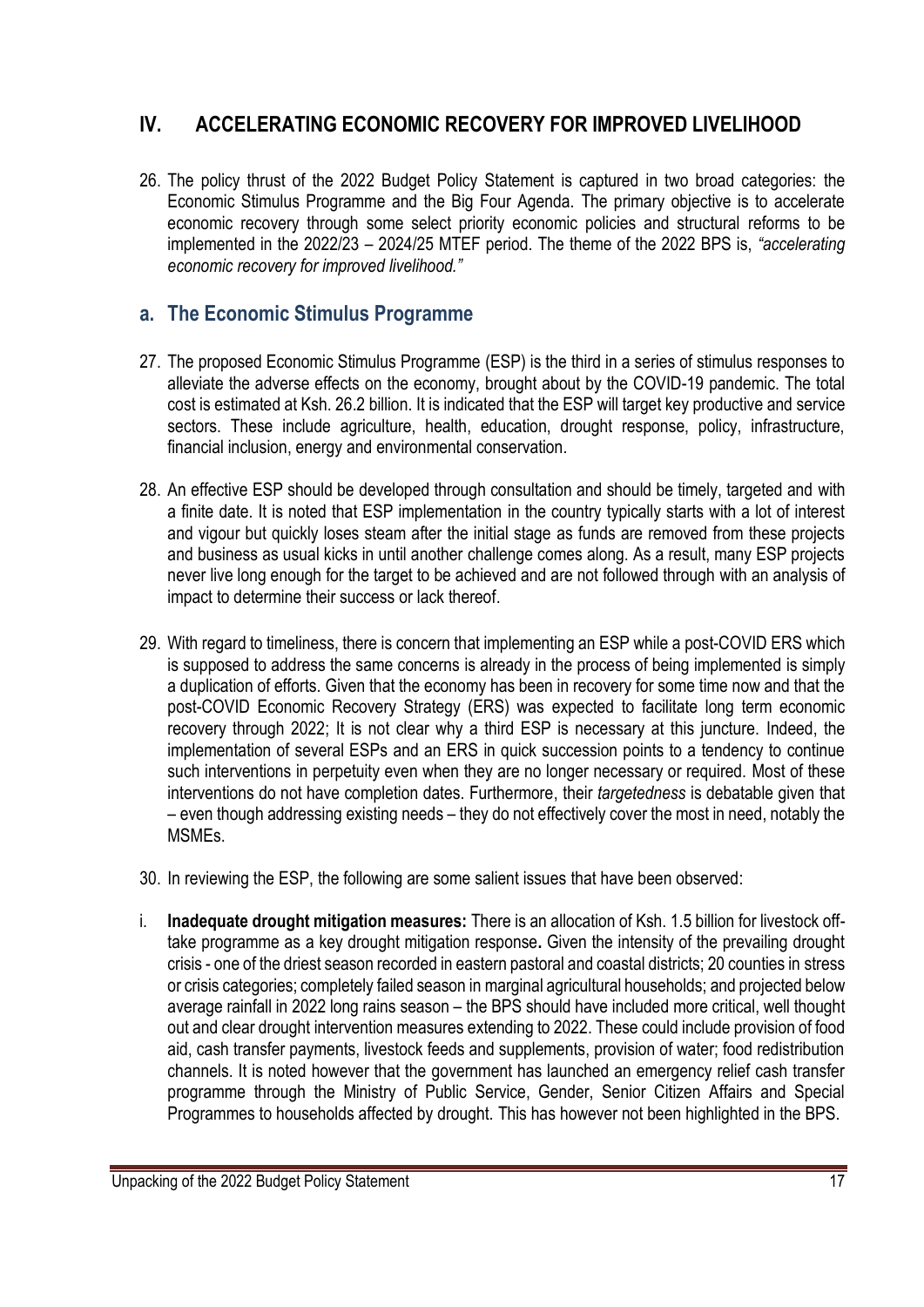## IV. ACCELERATING ECONOMIC RECOVERY FOR IMPROVED LIVELIHOOD

26. The policy thrust of the 2022 Budget Policy Statement is captured in two broad categories: the Economic Stimulus Programme and the Big Four Agenda. The primary objective is to accelerate economic recovery through some select priority economic policies and structural reforms to be implemented in the 2022/23 – 2024/25 MTEF period. The theme of the 2022 BPS is, *"accelerating economic recovery for improved livelihood."*

### a. The Economic Stimulus Programme

27. The proposed Economic Stimulus Programme (ESP) is the third in a series of stimulus responses to alleviate the adverse effects on the economy, brought about by the COVID-19 pandemic. The total cost is estimated at Ksh. 26.2 billion. It is indicated that the ESP will target key productive and service sectors. These include agriculture, health, education, drought response, policy, infrastructure, financial inclusion, energy and environmental conservation.

28. An effective ESP should be developed through consultation and should be timely, targeted and with a finite date. It is noted that ESP implementation in the country typically starts with a lot of interest and vigour but quickly loses steam after the initial stage as funds are removed from these projects and business as usual kicks in until another challenge comes along. As a result, many ESP projects never live long enough for the target to be achieved and are not followed through with an analysis of impact to determine their success or lack thereof.

29. With regard to timeliness, there is concern that implementing an ESP while a post-COVID ERS which is supposed to address the same concerns is already in the process of being implemented is simply a duplication of efforts. Given that the economy has been in recovery for some time now and that the post-COVID Economic Recovery Strategy (ERS) was expected to facilitate long term economic recovery through 2022; It is not clear why a third ESP is necessary at this juncture. Indeed, the implementation of several ESPs and an ERS in quick succession points to a tendency to continue such interventions in perpetuity even when they are no longer necessary or required. Most of these interventions do not have completion dates. Furthermore, their *targetedness* is debatable given that – even though addressing existing needs – they do not effectively cover the most in need, notably the MSMEs.

30. In reviewing the ESP, the following are some salient issues that have been observed:

i. **Inadequate drought mitigation measures:** There is an allocation of Ksh. 1.5 billion for livestock off-take programme as a key drought mitigation response**.** Given the intensity of the prevailing drought crisis - one of the driest season recorded in eastern pastoral and coastal districts; 20 counties in stress or crisis categories; completely failed season in marginal agricultural households; and projected below average rainfall in 2022 long rains season – the BPS should have included more critical, well thought out and clear drought intervention measures extending to 2022. These could include provision of food aid, cash transfer payments, livestock feeds and supplements, provision of water; food redistribution channels. It is noted however that the government has launched an emergency relief cash transfer programme through the Ministry of Public Service, Gender, Senior Citizen Affairs and Special Programmes to households affected by drought. This has however not been highlighted in the BPS.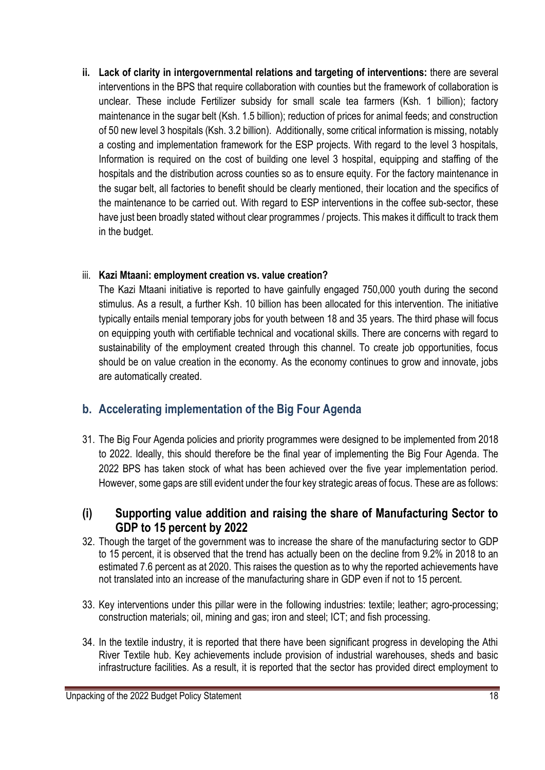ii. **Lack of clarity in intergovernmental relations and targeting of interventions:** there are several interventions in the BPS that require collaboration with counties but the framework of collaboration is unclear. These include Fertilizer subsidy for small scale tea farmers (Ksh. 1 billion); factory maintenance in the sugar belt (Ksh. 1.5 billion); reduction of prices for animal feeds; and construction of 50 new level 3 hospitals (Ksh. 3.2 billion). Additionally, some critical information is missing, notably a costing and implementation framework for the ESP projects. With regard to the level 3 hospitals, Information is required on the cost of building one level 3 hospital, equipping and staffing of the hospitals and the distribution across counties so as to ensure equity. For the factory maintenance in the sugar belt, all factories to benefit should be clearly mentioned, their location and the specifics of the maintenance to be carried out. With regard to ESP interventions in the coffee sub-sector, these have just been broadly stated without clear programmes / projects. This makes it difficult to track them in the budget.

iii. **Kazi Mtaani: employment creation vs. value creation?**

The Kazi Mtaani initiative is reported to have gainfully engaged 750,000 youth during the second stimulus. As a result, a further Ksh. 10 billion has been allocated for this intervention. The initiative typically entails menial temporary jobs for youth between 18 and 35 years. The third phase will focus on equipping youth with certifiable technical and vocational skills. There are concerns with regard to sustainability of the employment created through this channel. To create job opportunities, focus should be on value creation in the economy. As the economy continues to grow and innovate, jobs are automatically created.

## b. Accelerating implementation of the Big Four Agenda

31. The Big Four Agenda policies and priority programmes were designed to be implemented from 2018 to 2022. Ideally, this should therefore be the final year of implementing the Big Four Agenda. The 2022 BPS has taken stock of what has been achieved over the five year implementation period. However, some gaps are still evident under the four key strategic areas of focus. These are as follows:

### (i) Supporting value addition and raising the share of Manufacturing Sector to GDP to 15 percent by 2022

32. Though the target of the government was to increase the share of the manufacturing sector to GDP to 15 percent, it is observed that the trend has actually been on the decline from 9.2% in 2018 to an estimated 7.6 percent as at 2020. This raises the question as to why the reported achievements have not translated into an increase of the manufacturing share in GDP even if not to 15 percent.

33. Key interventions under this pillar were in the following industries: textile; leather; agro-processing; construction materials; oil, mining and gas; iron and steel; ICT; and fish processing.

34. In the textile industry, it is reported that there have been significant progress in developing the Athi River Textile hub. Key achievements include provision of industrial warehouses, sheds and basic infrastructure facilities. As a result, it is reported that the sector has provided direct employment to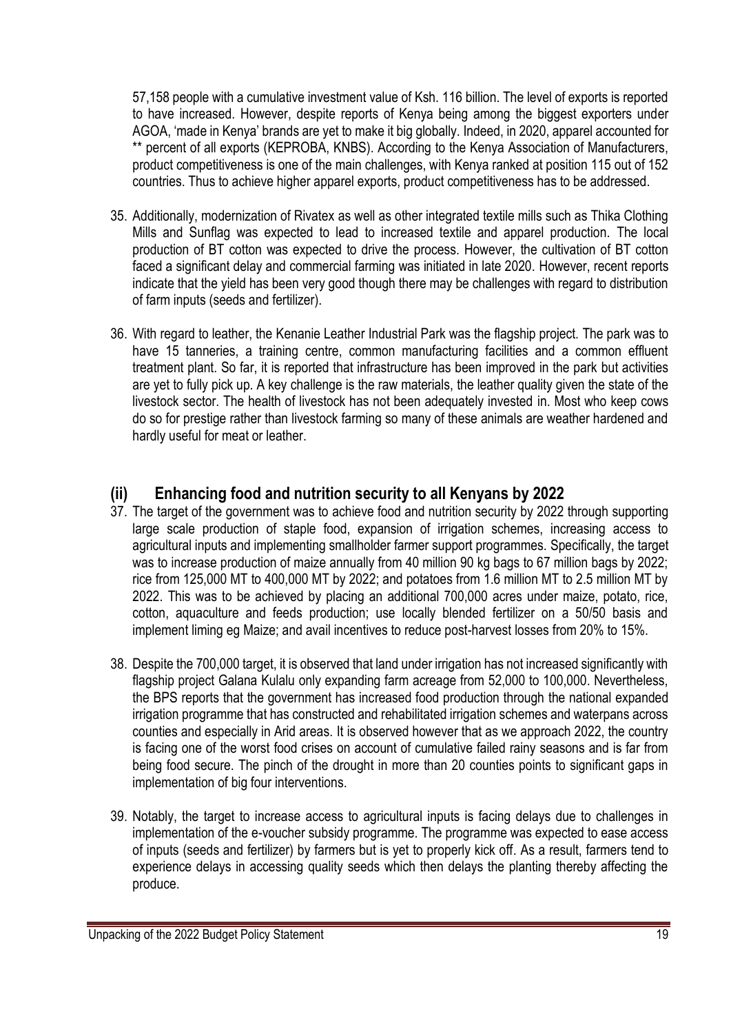57,158 people with a cumulative investment value of Ksh. 116 billion. The level of exports is reported to have increased. However, despite reports of Kenya being among the biggest exporters under AGOA, 'made in Kenya' brands are yet to make it big globally. Indeed, in 2020, apparel accounted for ** percent of all exports (KEPROBA, KNBS). According to the Kenya Association of Manufacturers, product competitiveness is one of the main challenges, with Kenya ranked at position 115 out of 152 countries. Thus to achieve higher apparel exports, product competitiveness has to be addressed.

35. Additionally, modernization of Rivatex as well as other integrated textile mills such as Thika Clothing Mills and Sunflag was expected to lead to increased textile and apparel production. The local production of BT cotton was expected to drive the process. However, the cultivation of BT cotton faced a significant delay and commercial farming was initiated in late 2020. However, recent reports indicate that the yield has been very good though there may be challenges with regard to distribution of farm inputs (seeds and fertilizer).

36. With regard to leather, the Kenanie Leather Industrial Park was the flagship project. The park was to have 15 tanneries, a training centre, common manufacturing facilities and a common effluent treatment plant. So far, it is reported that infrastructure has been improved in the park but activities are yet to fully pick up. A key challenge is the raw materials, the leather quality given the state of the livestock sector. The health of livestock has not been adequately invested in. Most who keep cows do so for prestige rather than livestock farming so many of these animals are weather hardened and hardly useful for meat or leather.

## (ii) Enhancing food and nutrition security to all Kenyans by 2022

37. The target of the government was to achieve food and nutrition security by 2022 through supporting large scale production of staple food, expansion of irrigation schemes, increasing access to agricultural inputs and implementing smallholder farmer support programmes. Specifically, the target was to increase production of maize annually from 40 million 90 kg bags to 67 million bags by 2022; rice from 125,000 MT to 400,000 MT by 2022; and potatoes from 1.6 million MT to 2.5 million MT by 2022. This was to be achieved by placing an additional 700,000 acres under maize, potato, rice, cotton, aquaculture and feeds production; use locally blended fertilizer on a 50/50 basis and implement liming eg Maize; and avail incentives to reduce post-harvest losses from 20% to 15%.

38. Despite the 700,000 target, it is observed that land under irrigation has not increased significantly with flagship project Galana Kulalu only expanding farm acreage from 52,000 to 100,000. Nevertheless, the BPS reports that the government has increased food production through the national expanded irrigation programme that has constructed and rehabilitated irrigation schemes and waterpans across counties and especially in Arid areas. It is observed however that as we approach 2022, the country is facing one of the worst food crises on account of cumulative failed rainy seasons and is far from being food secure. The pinch of the drought in more than 20 counties points to significant gaps in implementation of big four interventions.

39. Notably, the target to increase access to agricultural inputs is facing delays due to challenges in implementation of the e-voucher subsidy programme. The programme was expected to ease access of inputs (seeds and fertilizer) by farmers but is yet to properly kick off. As a result, farmers tend to experience delays in accessing quality seeds which then delays the planting thereby affecting the produce.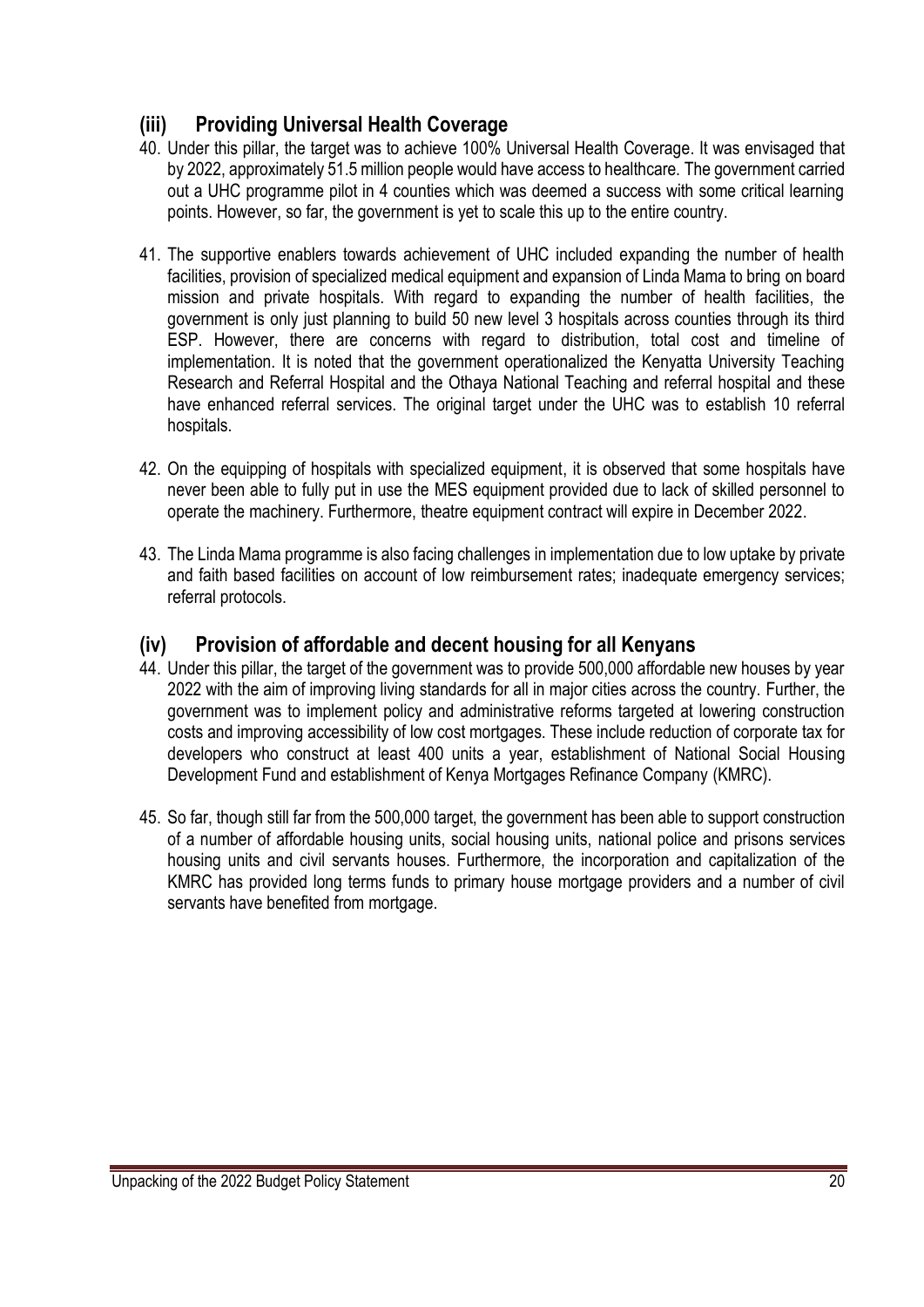### (iii) Providing Universal Health Coverage

40. Under this pillar, the target was to achieve 100% Universal Health Coverage. It was envisaged that by 2022, approximately 51.5 million people would have access to healthcare. The government carried out a UHC programme pilot in 4 counties which was deemed a success with some critical learning points. However, so far, the government is yet to scale this up to the entire country.

41. The supportive enablers towards achievement of UHC included expanding the number of health facilities, provision of specialized medical equipment and expansion of Linda Mama to bring on board mission and private hospitals. With regard to expanding the number of health facilities, the government is only just planning to build 50 new level 3 hospitals across counties through its third ESP. However, there are concerns with regard to distribution, total cost and timeline of implementation. It is noted that the government operationalized the Kenyatta University Teaching Research and Referral Hospital and the Othaya National Teaching and referral hospital and these have enhanced referral services. The original target under the UHC was to establish 10 referral hospitals.

42. On the equipping of hospitals with specialized equipment, it is observed that some hospitals have never been able to fully put in use the MES equipment provided due to lack of skilled personnel to operate the machinery. Furthermore, theatre equipment contract will expire in December 2022.

43. The Linda Mama programme is also facing challenges in implementation due to low uptake by private and faith based facilities on account of low reimbursement rates; inadequate emergency services; referral protocols.

### (iv) Provision of affordable and decent housing for all Kenyans

44. Under this pillar, the target of the government was to provide 500,000 affordable new houses by year 2022 with the aim of improving living standards for all in major cities across the country. Further, the government was to implement policy and administrative reforms targeted at lowering construction costs and improving accessibility of low cost mortgages. These include reduction of corporate tax for developers who construct at least 400 units a year, establishment of National Social Housing Development Fund and establishment of Kenya Mortgages Refinance Company (KMRC).

45. So far, though still far from the 500,000 target, the government has been able to support construction of a number of affordable housing units, social housing units, national police and prisons services housing units and civil servants houses. Furthermore, the incorporation and capitalization of the KMRC has provided long terms funds to primary house mortgage providers and a number of civil servants have benefited from mortgage.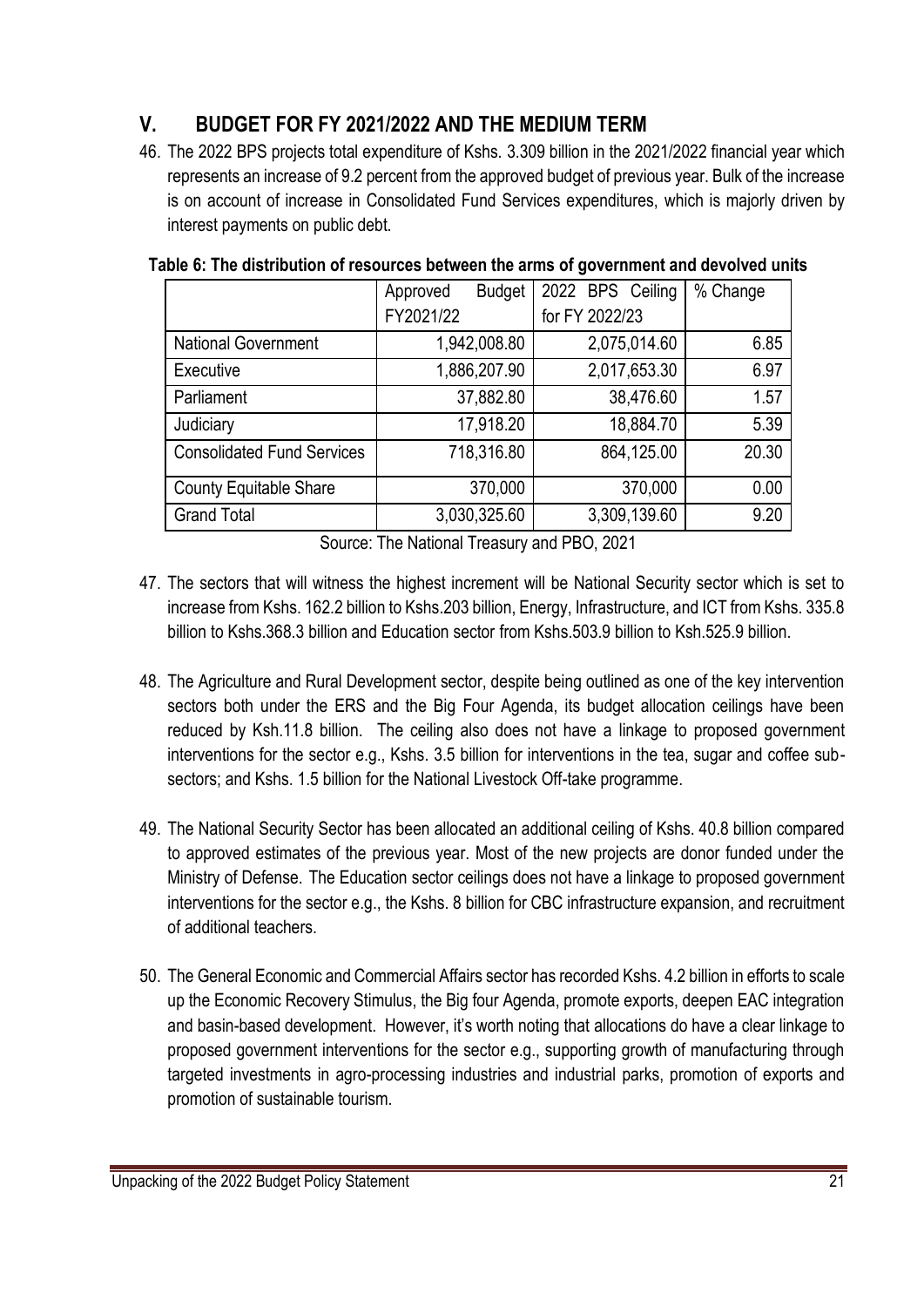## V. BUDGET FOR FY 2021/2022 AND THE MEDIUM TERM

46. The 2022 BPS projects total expenditure of Kshs. 3.309 billion in the 2021/2022 financial year which represents an increase of 9.2 percent from the approved budget of previous year. Bulk of the increase is on account of increase in Consolidated Fund Services expenditures, which is majorly driven by interest payments on public debt.

**Table 6: The distribution of resources between the arms of government and devolved units**

| | Approved Budget FY2021/22 | 2022 BPS Ceiling for FY 2022/23 | % Change |
|---|---|---|---|
| National Government | 1,942,008.80 | 2,075,014.60 | 6.85 |
| Executive | 1,886,207.90 | 2,017,653.30 | 6.97 |
| Parliament | 37,882.80 | 38,476.60 | 1.57 |
| Judiciary | 17,918.20 | 18,884.70 | 5.39 |
| Consolidated Fund Services | 718,316.80 | 864,125.00 | 20.30 |
| County Equitable Share | 370,000 | 370,000 | 0.00 |
| Grand Total | 3,030,325.60 | 3,309,139.60 | 9.20 |

Source: The National Treasury and PBO, 2021

47. The sectors that will witness the highest increment will be National Security sector which is set to increase from Kshs. 162.2 billion to Kshs.203 billion, Energy, Infrastructure, and ICT from Kshs. 335.8 billion to Kshs.368.3 billion and Education sector from Kshs.503.9 billion to Ksh.525.9 billion.

48. The Agriculture and Rural Development sector, despite being outlined as one of the key intervention sectors both under the ERS and the Big Four Agenda, its budget allocation ceilings have been reduced by Ksh.11.8 billion. The ceiling also does not have a linkage to proposed government interventions for the sector e.g., Kshs. 3.5 billion for interventions in the tea, sugar and coffee sub-sectors; and Kshs. 1.5 billion for the National Livestock Off-take programme.

49. The National Security Sector has been allocated an additional ceiling of Kshs. 40.8 billion compared to approved estimates of the previous year. Most of the new projects are donor funded under the Ministry of Defense. The Education sector ceilings does not have a linkage to proposed government interventions for the sector e.g., the Kshs. 8 billion for CBC infrastructure expansion, and recruitment of additional teachers.

50. The General Economic and Commercial Affairs sector has recorded Kshs. 4.2 billion in efforts to scale up the Economic Recovery Stimulus, the Big four Agenda, promote exports, deepen EAC integration and basin-based development. However, it's worth noting that allocations do have a clear linkage to proposed government interventions for the sector e.g., supporting growth of manufacturing through targeted investments in agro-processing industries and industrial parks, promotion of exports and promotion of sustainable tourism.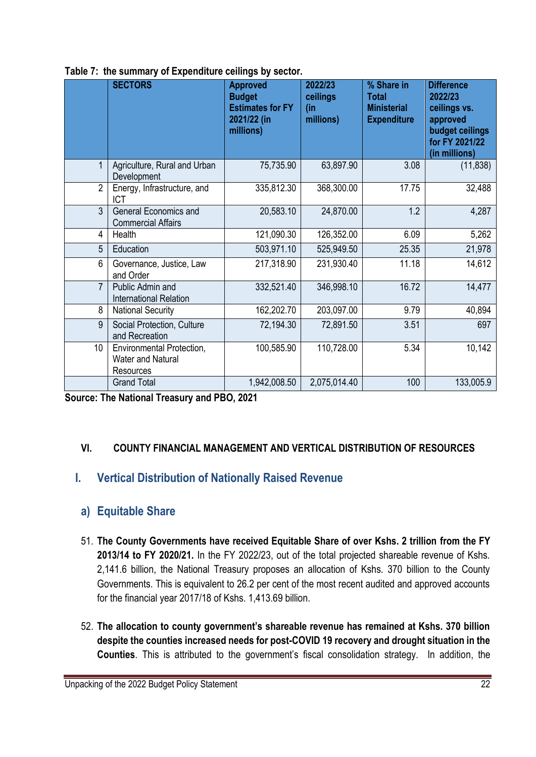**Table 7: the summary of Expenditure ceilings by sector.**

| | SECTORS | Approved Budget Estimates for FY 2021/22 (in millions) | 2022/23 ceilings (in millions) | % Share in Total Ministerial Expenditure | Difference 2022/23 ceilings vs. approved budget ceilings for FY 2021/22 (in millions) |
|---|---|---|---|---|---|
| 1 | Agriculture, Rural and Urban Development | 75,735.90 | 63,897.90 | 3.08 | (11,838) |
| 2 | Energy, Infrastructure, and ICT | 335,812.30 | 368,300.00 | 17.75 | 32,488 |
| 3 | General Economics and Commercial Affairs | 20,583.10 | 24,870.00 | 1.2 | 4,287 |
| 4 | Health | 121,090.30 | 126,352.00 | 6.09 | 5,262 |
| 5 | Education | 503,971.10 | 525,949.50 | 25.35 | 21,978 |
| 6 | Governance, Justice, Law and Order | 217,318.90 | 231,930.40 | 11.18 | 14,612 |
| 7 | Public Admin and International Relation | 332,521.40 | 346,998.10 | 16.72 | 14,477 |
| 8 | National Security | 162,202.70 | 203,097.00 | 9.79 | 40,894 |
| 9 | Social Protection, Culture and Recreation | 72,194.30 | 72,891.50 | 3.51 | 697 |
| 10 | Environmental Protection, Water and Natural Resources | 100,585.90 | 110,728.00 | 5.34 | 10,142 |
| | Grand Total | 1,942,008.50 | 2,075,014.40 | 100 | 133,005.9 |

**Source: The National Treasury and PBO, 2021**

## VI. COUNTY FINANCIAL MANAGEMENT AND VERTICAL DISTRIBUTION OF RESOURCES

## I. Vertical Distribution of Nationally Raised Revenue

### a) Equitable Share

51. **The County Governments have received Equitable Share of over Kshs. 2 trillion from the FY 2013/14 to FY 2020/21.** In the FY 2022/23, out of the total projected shareable revenue of Kshs. 2,141.6 billion, the National Treasury proposes an allocation of Kshs. 370 billion to the County Governments. This is equivalent to 26.2 per cent of the most recent audited and approved accounts for the financial year 2017/18 of Kshs. 1,413.69 billion.

52. **The allocation to county government's shareable revenue has remained at Kshs. 370 billion despite the counties increased needs for post-COVID 19 recovery and drought situation in the Counties**. This is attributed to the government's fiscal consolidation strategy. In addition, the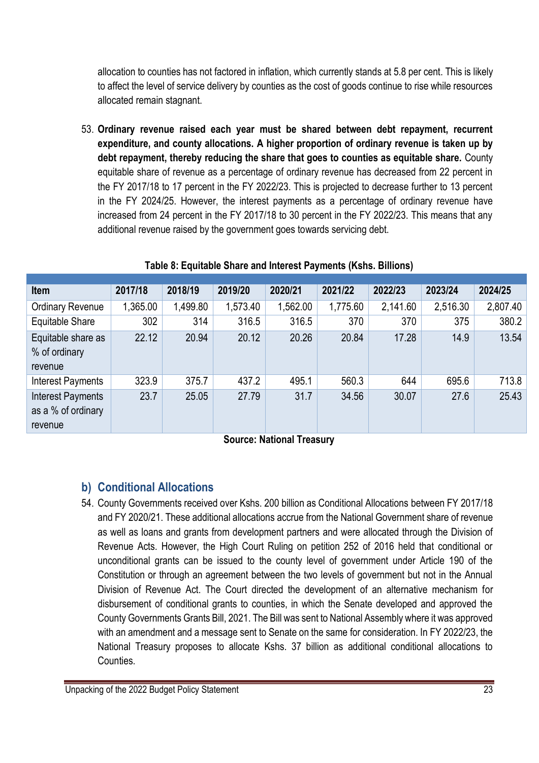allocation to counties has not factored in inflation, which currently stands at 5.8 per cent. This is likely to affect the level of service delivery by counties as the cost of goods continue to rise while resources allocated remain stagnant.

53. **Ordinary revenue raised each year must be shared between debt repayment, recurrent expenditure, and county allocations. A higher proportion of ordinary revenue is taken up by debt repayment, thereby reducing the share that goes to counties as equitable share.** County equitable share of revenue as a percentage of ordinary revenue has decreased from 22 percent in the FY 2017/18 to 17 percent in the FY 2022/23. This is projected to decrease further to 13 percent in the FY 2024/25. However, the interest payments as a percentage of ordinary revenue have increased from 24 percent in the FY 2017/18 to 30 percent in the FY 2022/23. This means that any additional revenue raised by the government goes towards servicing debt.

**Table 8: Equitable Share and Interest Payments (Kshs. Billions)**

| Item | 2017/18 | 2018/19 | 2019/20 | 2020/21 | 2021/22 | 2022/23 | 2023/24 | 2024/25 |
|---|---|---|---|---|---|---|---|---|
| Ordinary Revenue | 1,365.00 | 1,499.80 | 1,573.40 | 1,562.00 | 1,775.60 | 2,141.60 | 2,516.30 | 2,807.40 |
| Equitable Share | 302 | 314 | 316.5 | 316.5 | 370 | 370 | 375 | 380.2 |
| Equitable share as % of ordinary revenue | 22.12 | 20.94 | 20.12 | 20.26 | 20.84 | 17.28 | 14.9 | 13.54 |
| Interest Payments | 323.9 | 375.7 | 437.2 | 495.1 | 560.3 | 644 | 695.6 | 713.8 |
| Interest Payments as a % of ordinary revenue | 23.7 | 25.05 | 27.79 | 31.7 | 34.56 | 30.07 | 27.6 | 25.43 |

**Source: National Treasury**

## b) Conditional Allocations

54. County Governments received over Kshs. 200 billion as Conditional Allocations between FY 2017/18 and FY 2020/21. These additional allocations accrue from the National Government share of revenue as well as loans and grants from development partners and were allocated through the Division of Revenue Acts. However, the High Court Ruling on petition 252 of 2016 held that conditional or unconditional grants can be issued to the county level of government under Article 190 of the Constitution or through an agreement between the two levels of government but not in the Annual Division of Revenue Act. The Court directed the development of an alternative mechanism for disbursement of conditional grants to counties, in which the Senate developed and approved the County Governments Grants Bill, 2021. The Bill was sent to National Assembly where it was approved with an amendment and a message sent to Senate on the same for consideration. In FY 2022/23, the National Treasury proposes to allocate Kshs. 37 billion as additional conditional allocations to Counties.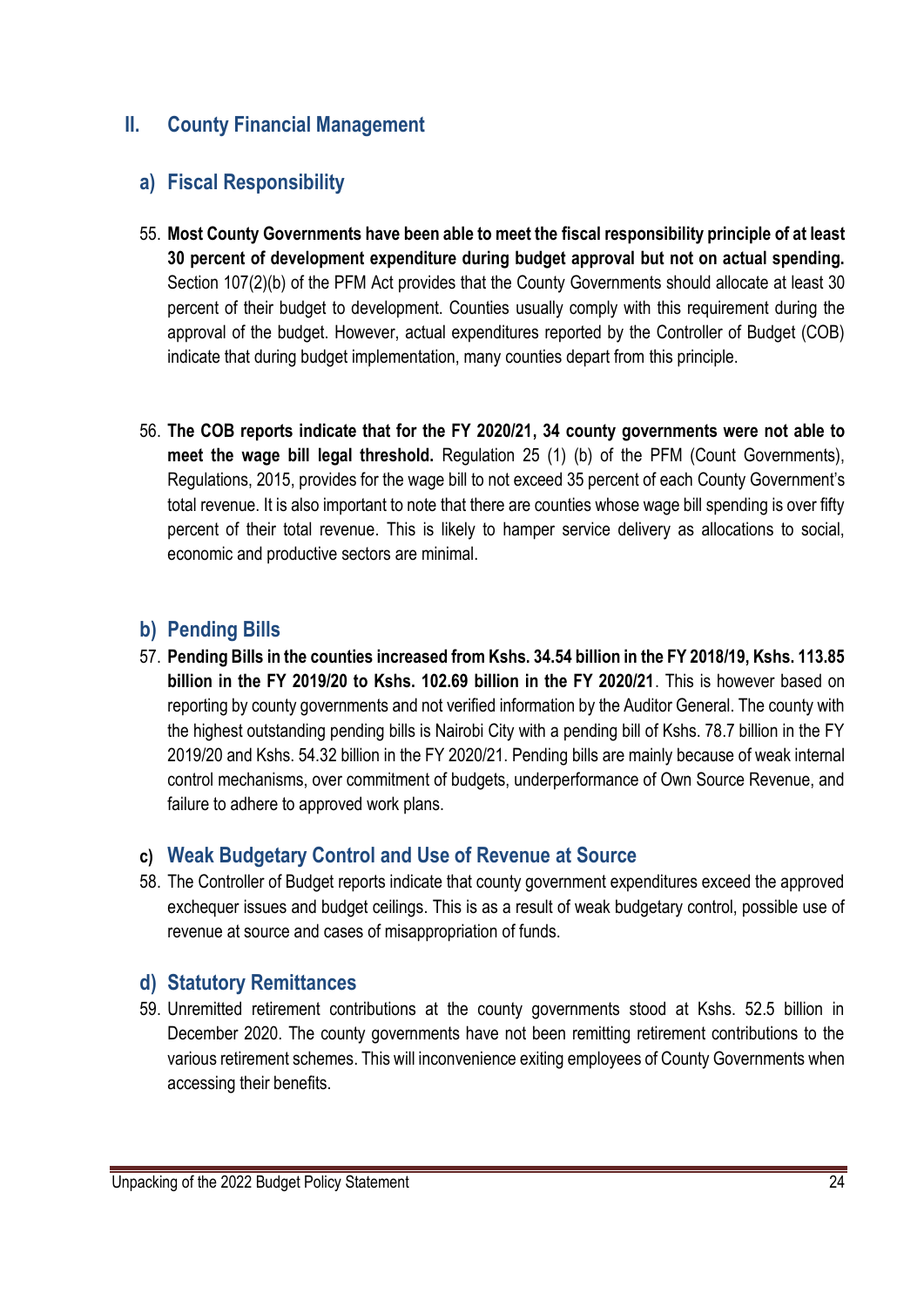## II. County Financial Management

### a) Fiscal Responsibility

55. **Most County Governments have been able to meet the fiscal responsibility principle of at least 30 percent of development expenditure during budget approval but not on actual spending.** Section 107(2)(b) of the PFM Act provides that the County Governments should allocate at least 30 percent of their budget to development. Counties usually comply with this requirement during the approval of the budget. However, actual expenditures reported by the Controller of Budget (COB) indicate that during budget implementation, many counties depart from this principle.

56. **The COB reports indicate that for the FY 2020/21, 34 county governments were not able to meet the wage bill legal threshold.** Regulation 25 (1) (b) of the PFM (Count Governments), Regulations, 2015, provides for the wage bill to not exceed 35 percent of each County Government's total revenue. It is also important to note that there are counties whose wage bill spending is over fifty percent of their total revenue. This is likely to hamper service delivery as allocations to social, economic and productive sectors are minimal.

### b) Pending Bills

57. **Pending Bills in the counties increased from Kshs. 34.54 billion in the FY 2018/19, Kshs. 113.85 billion in the FY 2019/20 to Kshs. 102.69 billion in the FY 2020/21**. This is however based on reporting by county governments and not verified information by the Auditor General. The county with the highest outstanding pending bills is Nairobi City with a pending bill of Kshs. 78.7 billion in the FY 2019/20 and Kshs. 54.32 billion in the FY 2020/21. Pending bills are mainly because of weak internal control mechanisms, over commitment of budgets, underperformance of Own Source Revenue, and failure to adhere to approved work plans.

### c) Weak Budgetary Control and Use of Revenue at Source

58. The Controller of Budget reports indicate that county government expenditures exceed the approved exchequer issues and budget ceilings. This is as a result of weak budgetary control, possible use of revenue at source and cases of misappropriation of funds.

### d) Statutory Remittances

59. Unremitted retirement contributions at the county governments stood at Kshs. 52.5 billion in December 2020. The county governments have not been remitting retirement contributions to the various retirement schemes. This will inconvenience exiting employees of County Governments when accessing their benefits.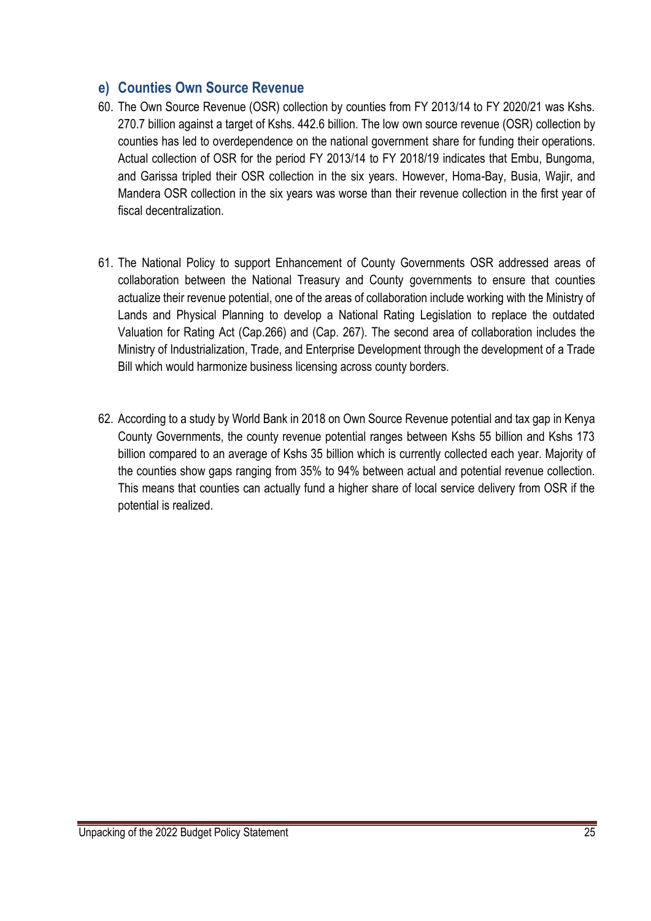### e) Counties Own Source Revenue

60. The Own Source Revenue (OSR) collection by counties from FY 2013/14 to FY 2020/21 was Kshs. 270.7 billion against a target of Kshs. 442.6 billion. The low own source revenue (OSR) collection by counties has led to overdependence on the national government share for funding their operations. Actual collection of OSR for the period FY 2013/14 to FY 2018/19 indicates that Embu, Bungoma, and Garissa tripled their OSR collection in the six years. However, Homa-Bay, Busia, Wajir, and Mandera OSR collection in the six years was worse than their revenue collection in the first year of fiscal decentralization.

61. The National Policy to support Enhancement of County Governments OSR addressed areas of collaboration between the National Treasury and County governments to ensure that counties actualize their revenue potential, one of the areas of collaboration include working with the Ministry of Lands and Physical Planning to develop a National Rating Legislation to replace the outdated Valuation for Rating Act (Cap.266) and (Cap. 267). The second area of collaboration includes the Ministry of Industrialization, Trade, and Enterprise Development through the development of a Trade Bill which would harmonize business licensing across county borders.

62. According to a study by World Bank in 2018 on Own Source Revenue potential and tax gap in Kenya County Governments, the county revenue potential ranges between Kshs 55 billion and Kshs 173 billion compared to an average of Kshs 35 billion which is currently collected each year. Majority of the counties show gaps ranging from 35% to 94% between actual and potential revenue collection. This means that counties can actually fund a higher share of local service delivery from OSR if the potential is realized.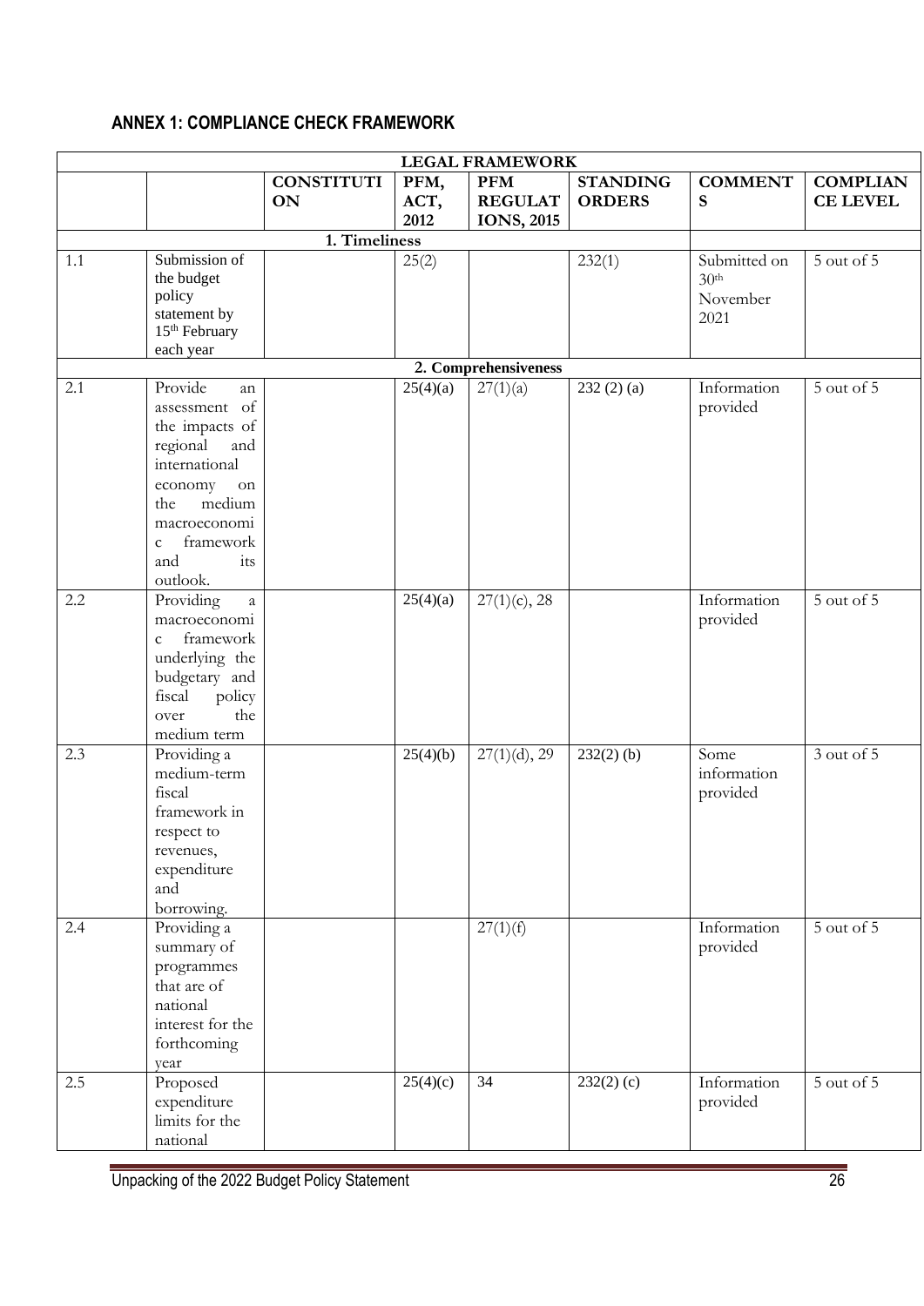## ANNEX 1: COMPLIANCE CHECK FRAMEWORK

| LEGAL FRAMEWORK | | | | | | | |
|---|---|---|---|---|---|---|---|
| | | **CONSTITUTION** | **PFM, ACT, 2012** | **PFM REGULATIONS, 2015** | **STANDING ORDERS** | **COMMENTS** | **COMPLIANCE LEVEL** |
| | | **1. Timeliness** | | | | | |
| 1.1 | Submission of the budget policy statement by 15th February each year | | 25(2) | | 232(1) | Submitted on 30th November 2021 | 5 out of 5 |
| | | | **2. Comprehensiveness** | | | | |
| 2.1 | Provide an assessment of the impacts of regional and international economy on the medium macroeconomic framework and its outlook. | | 25(4)(a) | 27(1)(a) | 232 (2) (a) | Information provided | 5 out of 5 |
| 2.2 | Providing a macroeconomic framework underlying the budgetary and fiscal policy over the medium term | | 25(4)(a) | 27(1)(c), 28 | | Information provided | 5 out of 5 |
| 2.3 | Providing a medium-term fiscal framework in respect to revenues, expenditure and borrowing. | | 25(4)(b) | 27(1)(d), 29 | 232(2) (b) | Some information provided | 3 out of 5 |
| 2.4 | Providing a summary of programmes that are of national interest for the forthcoming year | | | 27(1)(f) | | Information provided | 5 out of 5 |
| 2.5 | Proposed expenditure limits for the national | | 25(4)(c) | 34 | 232(2) (c) | Information provided | 5 out of 5 |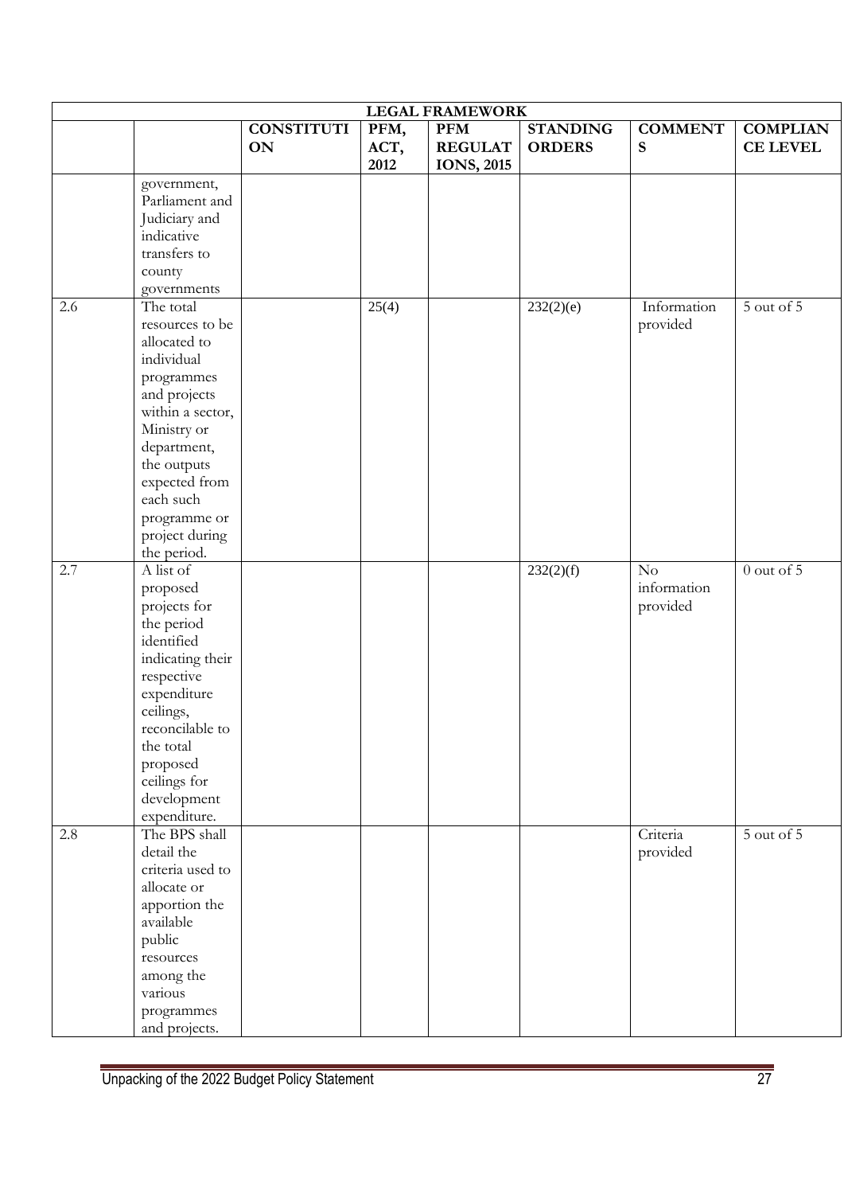| LEGAL FRAMEWORK | | | | | | | |
|---|---|---|---|---|---|---|---|
| | | CONSTITUTION | PFM, ACT, 2012 | PFM REGULATIONS, 2015 | STANDING ORDERS | COMMENTS | COMPLIANCE LEVEL |
| | government, Parliament and Judiciary and indicative transfers to county governments | | | | | | |
| 2.6 | The total resources to be allocated to individual programmes and projects within a sector, Ministry or department, the outputs expected from each such programme or project during the period. | | 25(4) | | 232(2)(e) | Information provided | 5 out of 5 |
| 2.7 | A list of proposed projects for the period identified indicating their respective expenditure ceilings, reconcilable to the total proposed ceilings for development expenditure. | | | | 232(2)(f) | No information provided | 0 out of 5 |
| 2.8 | The BPS shall detail the criteria used to allocate or apportion the available public resources among the various programmes and projects. | | | | | Criteria provided | 5 out of 5 |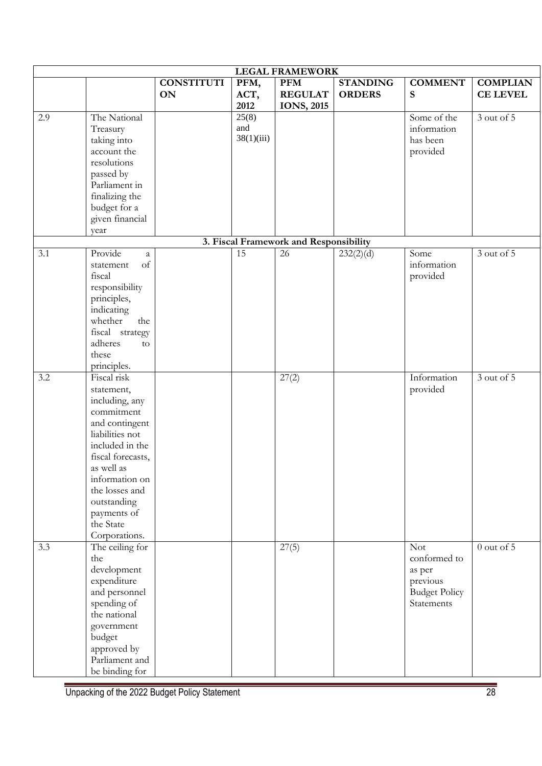| LEGAL FRAMEWORK | | | | | | | |
|---|---|---|---|---|---|---|---|
| | | CONSTITUTION | PFM, ACT, 2012 | PFM REGULATIONS, 2015 | STANDING ORDERS | COMMENTS | COMPLIANCE LEVEL |
| 2.9 | The National Treasury taking into account the resolutions passed by Parliament in finalizing the budget for a given financial year | | 25(8) and 38(1)(iii) | | | Some of the information has been provided | 3 out of 5 |
| **3. Fiscal Framework and Responsibility** | | | | | | | |
| 3.1 | Provide a statement of fiscal responsibility principles, indicating whether the fiscal strategy adheres to these principles. | | 15 | 26 | 232(2)(d) | Some information provided | 3 out of 5 |
| 3.2 | Fiscal risk statement, including, any commitment and contingent liabilities not included in the fiscal forecasts, as well as information on the losses and outstanding payments of the State Corporations. | | | 27(2) | | Information provided | 3 out of 5 |
| 3.3 | The ceiling for the development expenditure and personnel spending of the national government budget approved by Parliament and be binding for | | | 27(5) | | Not conformed to as per previous Budget Policy Statements | 0 out of 5 |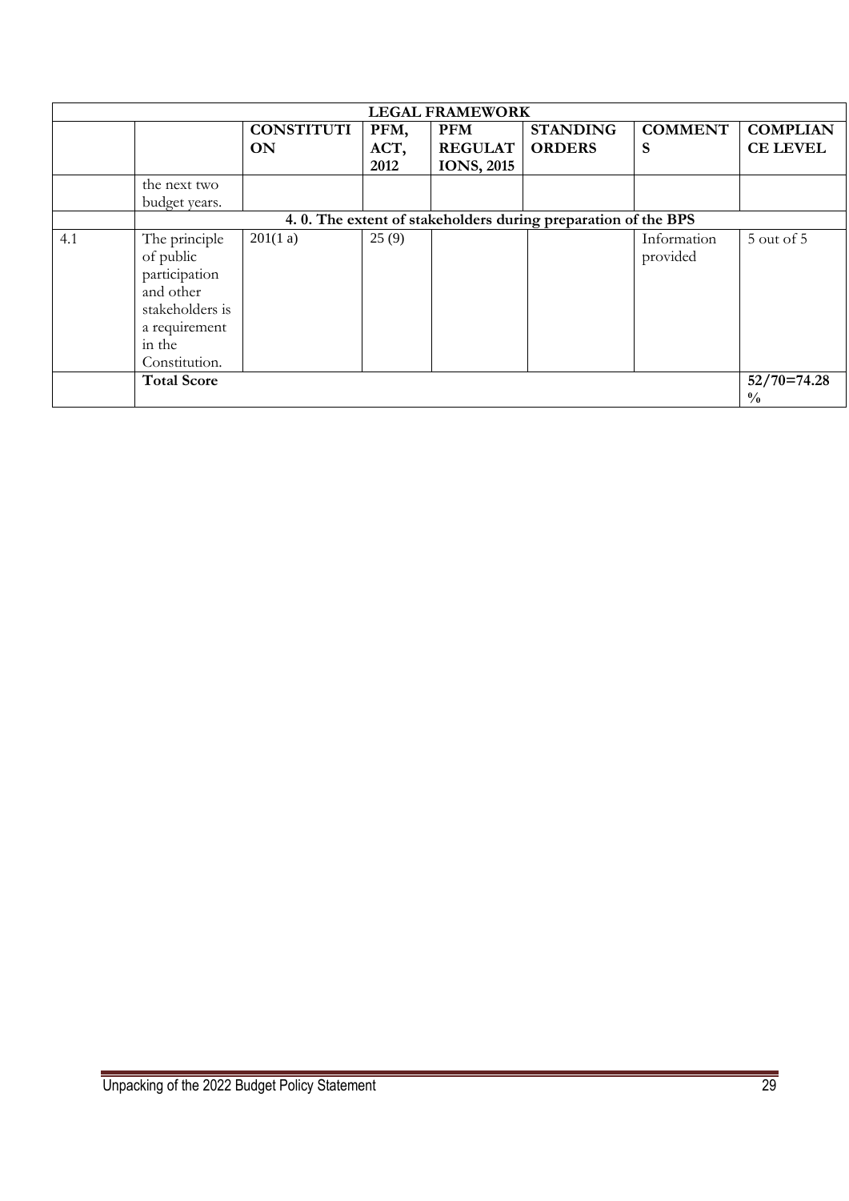| LEGAL FRAMEWORK | | | | | | | |
|---|---|---|---|---|---|---|---|
| | | CONSTITUTION | PFM, ACT, 2012 | PFM REGULATIONS, 2015 | STANDING ORDERS | COMMENTS | COMPLIANCE LEVEL |
| | the next two budget years. | | | | | | |
| | 4. 0. The extent of stakeholders during preparation of the BPS | | | | | | |
| 4.1 | The principle of public participation and other stakeholders is a requirement in the Constitution. | 201(1 a) | 25 (9) | | | Information provided | 5 out of 5 |
| | **Total Score** | | | | | | **52/70=74.28 %** |